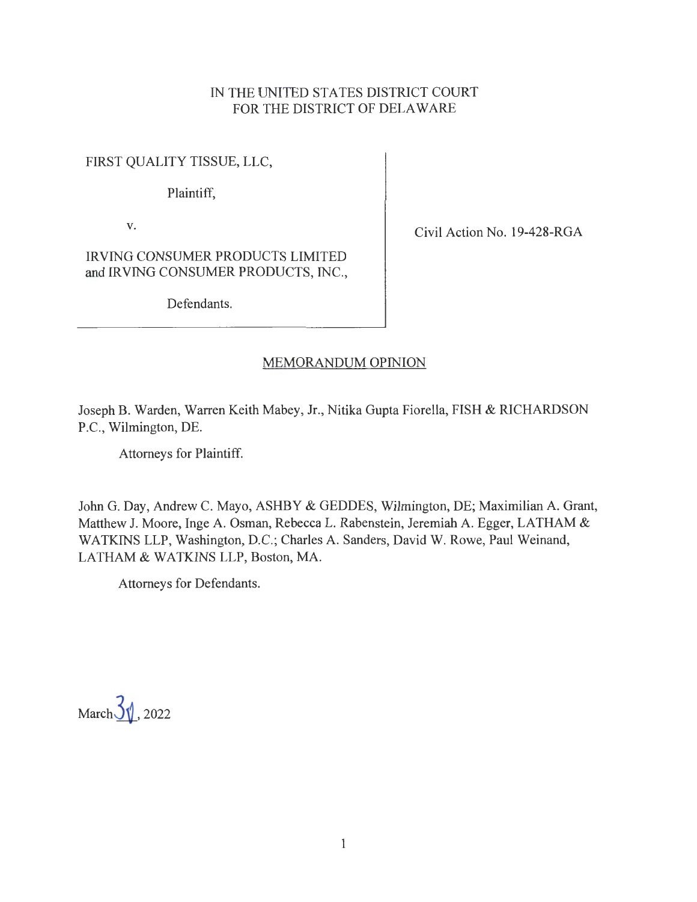IN THE UNITED STATES DISTRICT COURT
FOR THE DISTRICT OF DELAWARE

FIRST QUALITY TISSUE, LLC,

Plaintiff,

v.

IRVING CONSUMER PRODUCTS LIMITED and IRVING CONSUMER PRODUCTS, INC.,

Defendants.

Civil Action No. 19-428-RGA

## MEMORANDUM OPINION

Joseph B. Warden, Warren Keith Mabey, Jr., Nitika Gupta Fiorella, FISH & RICHARDSON P.C., Wilmington, DE.

Attorneys for Plaintiff.

John G. Day, Andrew C. Mayo, ASHBY & GEDDES, Wilmington, DE; Maximilian A. Grant, Matthew J. Moore, Inge A. Osman, Rebecca L. Rabenstein, Jeremiah A. Egger, LATHAM & WATKINS LLP, Washington, D.C.; Charles A. Sanders, David W. Rowe, Paul Weinand, LATHAM & WATKINS LLP, Boston, MA.

Attorneys for Defendants.

March 31, 2022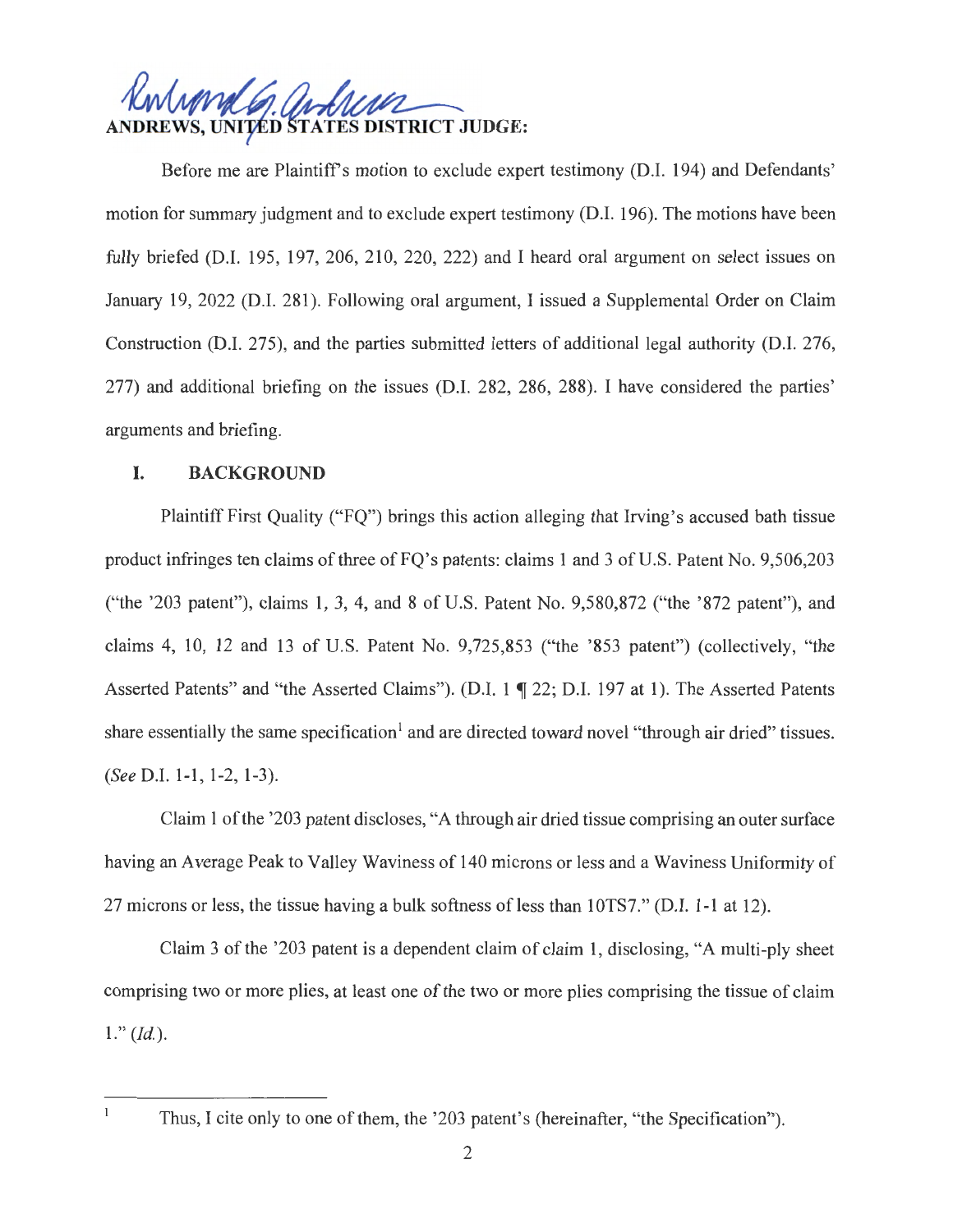**ANDREWS, UNITED STATES DISTRICT JUDGE:**

Before me are Plaintiff's motion to exclude expert testimony (D.I. 194) and Defendants' motion for summary judgment and to exclude expert testimony (D.I. 196). The motions have been fully briefed (D.I. 195, 197, 206, 210, 220, 222) and I heard oral argument on select issues on January 19, 2022 (D.I. 281). Following oral argument, I issued a Supplemental Order on Claim Construction (D.I. 275), and the parties submitted letters of additional legal authority (D.I. 276, 277) and additional briefing on the issues (D.I. 282, 286, 288). I have considered the parties' arguments and briefing.

## I. BACKGROUND

Plaintiff First Quality ("FQ") brings this action alleging that Irving's accused bath tissue product infringes ten claims of three of FQ's patents: claims 1 and 3 of U.S. Patent No. 9,506,203 ("the '203 patent"), claims 1, 3, 4, and 8 of U.S. Patent No. 9,580,872 ("the '872 patent"), and claims 4, 10, 12 and 13 of U.S. Patent No. 9,725,853 ("the '853 patent") (collectively, "the Asserted Patents" and "the Asserted Claims"). (D.I. 1 ¶ 22; D.I. 197 at 1). The Asserted Patents share essentially the same specification[1] and are directed toward novel "through air dried" tissues. (*See* D.I. 1-1, 1-2, 1-3).

Claim 1 of the '203 patent discloses, "A through air dried tissue comprising an outer surface having an Average Peak to Valley Waviness of 140 microns or less and a Waviness Uniformity of 27 microns or less, the tissue having a bulk softness of less than 10TS7." (D.I. 1-1 at 12).

Claim 3 of the '203 patent is a dependent claim of claim 1, disclosing, "A multi-ply sheet comprising two or more plies, at least one of the two or more plies comprising the tissue of claim 1." (*Id.*).

---

[1] Thus, I cite only to one of them, the '203 patent's (hereinafter, "the Specification").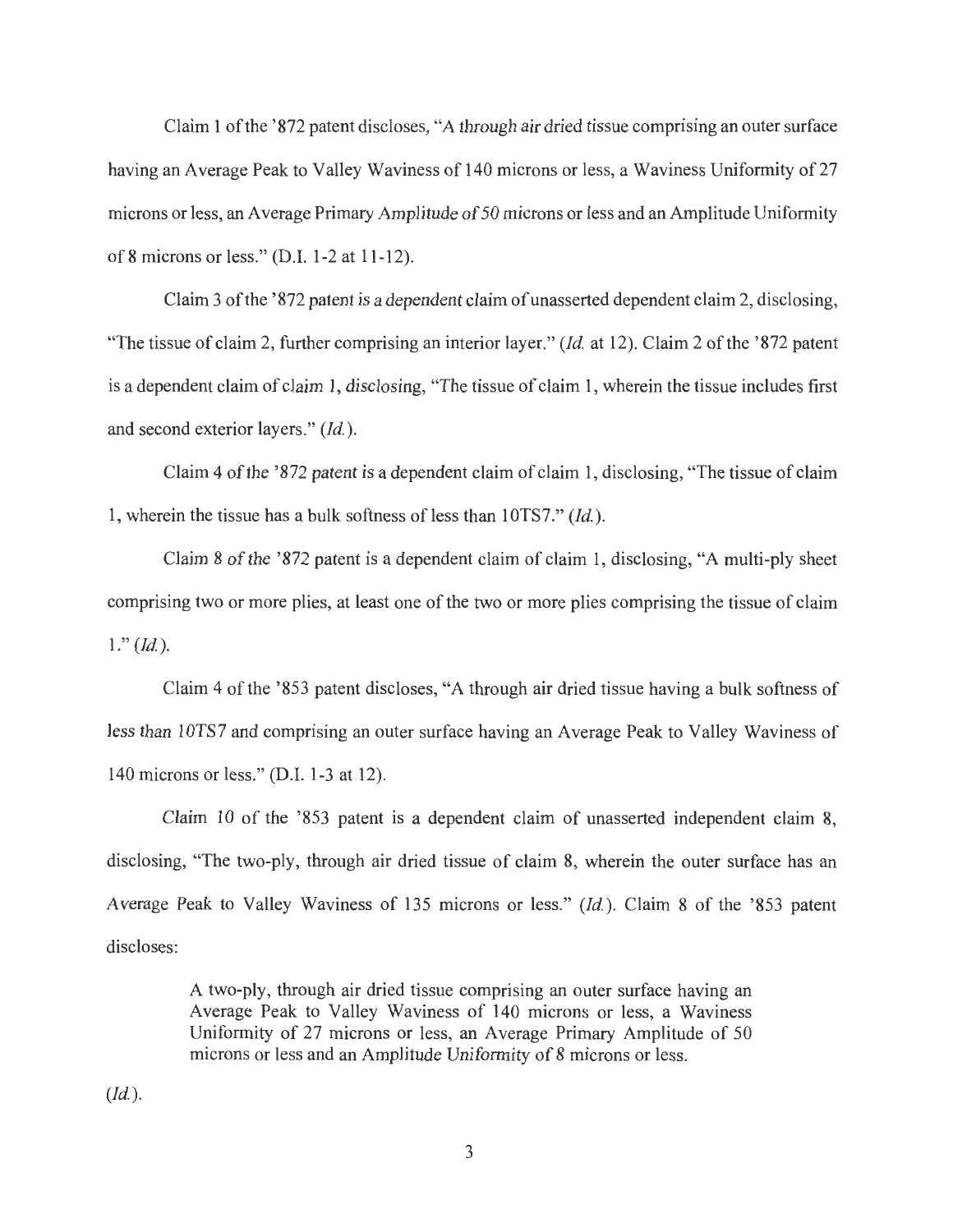Claim 1 of the '872 patent discloses, "A through air dried tissue comprising an outer surface having an Average Peak to Valley Waviness of 140 microns or less, a Waviness Uniformity of 27 microns or less, an Average Primary Amplitude of 50 microns or less and an Amplitude Uniformity of 8 microns or less." (D.I. 1-2 at 11-12).

Claim 3 of the '872 patent is a dependent claim of unasserted dependent claim 2, disclosing, "The tissue of claim 2, further comprising an interior layer." (*Id.* at 12). Claim 2 of the '872 patent is a dependent claim of claim 1, disclosing, "The tissue of claim 1, wherein the tissue includes first and second exterior layers." (*Id.*).

Claim 4 of the '872 patent is a dependent claim of claim 1, disclosing, "The tissue of claim 1, wherein the tissue has a bulk softness of less than 10TS7." (*Id.*).

Claim 8 of the '872 patent is a dependent claim of claim 1, disclosing, "A multi-ply sheet comprising two or more plies, at least one of the two or more plies comprising the tissue of claim 1." (*Id.*).

Claim 4 of the '853 patent discloses, "A through air dried tissue having a bulk softness of less than 10TS7 and comprising an outer surface having an Average Peak to Valley Waviness of 140 microns or less." (D.I. 1-3 at 12).

Claim 10 of the '853 patent is a dependent claim of unasserted independent claim 8, disclosing, "The two-ply, through air dried tissue of claim 8, wherein the outer surface has an Average Peak to Valley Waviness of 135 microns or less." (*Id.*). Claim 8 of the '853 patent discloses:

> A two-ply, through air dried tissue comprising an outer surface having an Average Peak to Valley Waviness of 140 microns or less, a Waviness Uniformity of 27 microns or less, an Average Primary Amplitude of 50 microns or less and an Amplitude Uniformity of 8 microns or less.

(*Id.*).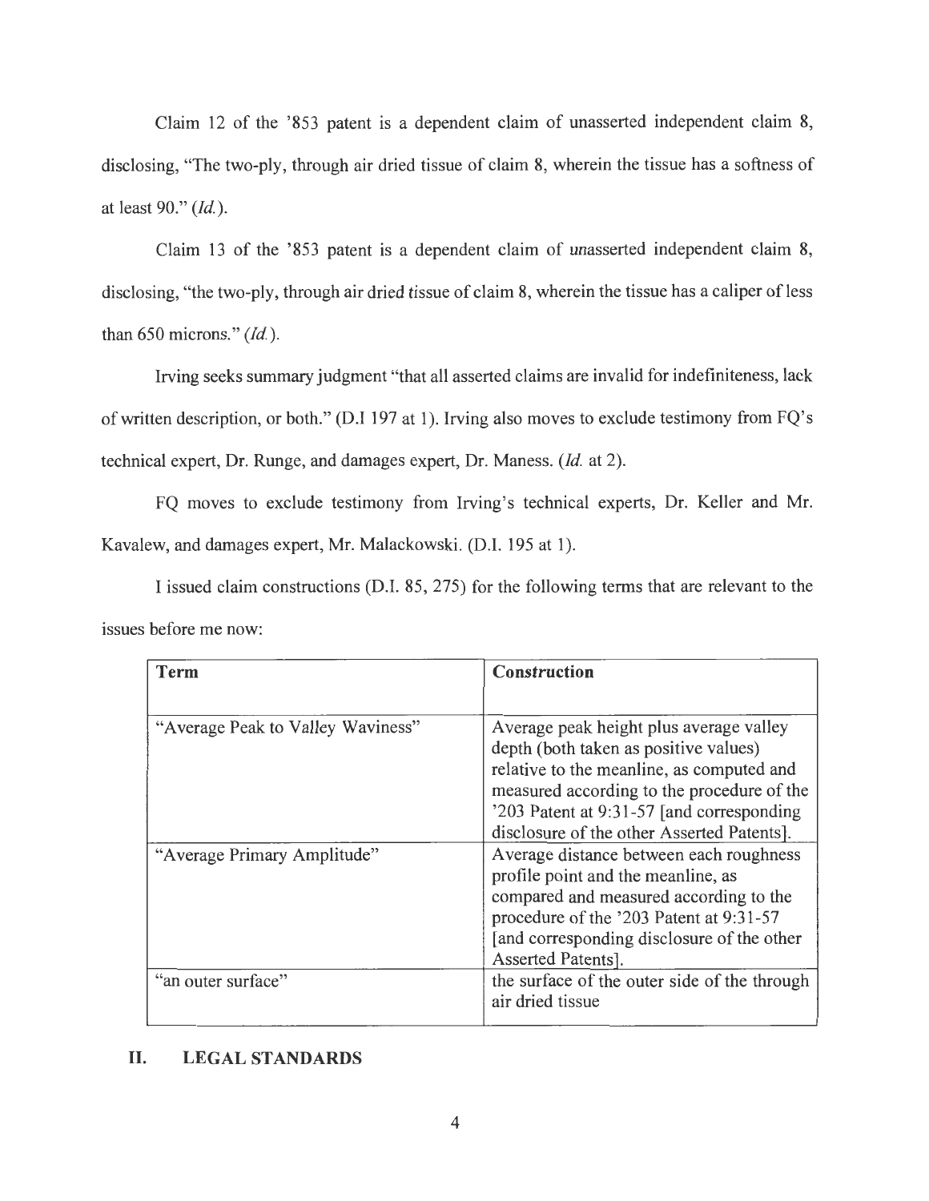Claim 12 of the '853 patent is a dependent claim of unasserted independent claim 8, disclosing, "The two-ply, through air dried tissue of claim 8, wherein the tissue has a softness of at least 90." (*Id.*).

Claim 13 of the '853 patent is a dependent claim of unasserted independent claim 8, disclosing, "the two-ply, through air dried tissue of claim 8, wherein the tissue has a caliper of less than 650 microns." (*Id.*).

Irving seeks summary judgment "that all asserted claims are invalid for indefiniteness, lack of written description, or both." (D.I 197 at 1). Irving also moves to exclude testimony from FQ's technical expert, Dr. Runge, and damages expert, Dr. Maness. (*Id.* at 2).

FQ moves to exclude testimony from Irving's technical experts, Dr. Keller and Mr. Kavalew, and damages expert, Mr. Malackowski. (D.I. 195 at 1).

I issued claim constructions (D.I. 85, 275) for the following terms that are relevant to the issues before me now:

| Term | Construction |
|---|---|
| "Average Peak to Valley Waviness" | Average peak height plus average valley depth (both taken as positive values) relative to the meanline, as computed and measured according to the procedure of the '203 Patent at 9:31-57 [and corresponding disclosure of the other Asserted Patents]. |
| "Average Primary Amplitude" | Average distance between each roughness profile point and the meanline, as compared and measured according to the procedure of the '203 Patent at 9:31-57 [and corresponding disclosure of the other Asserted Patents]. |
| "an outer surface" | the surface of the outer side of the through air dried tissue |

## II. LEGAL STANDARDS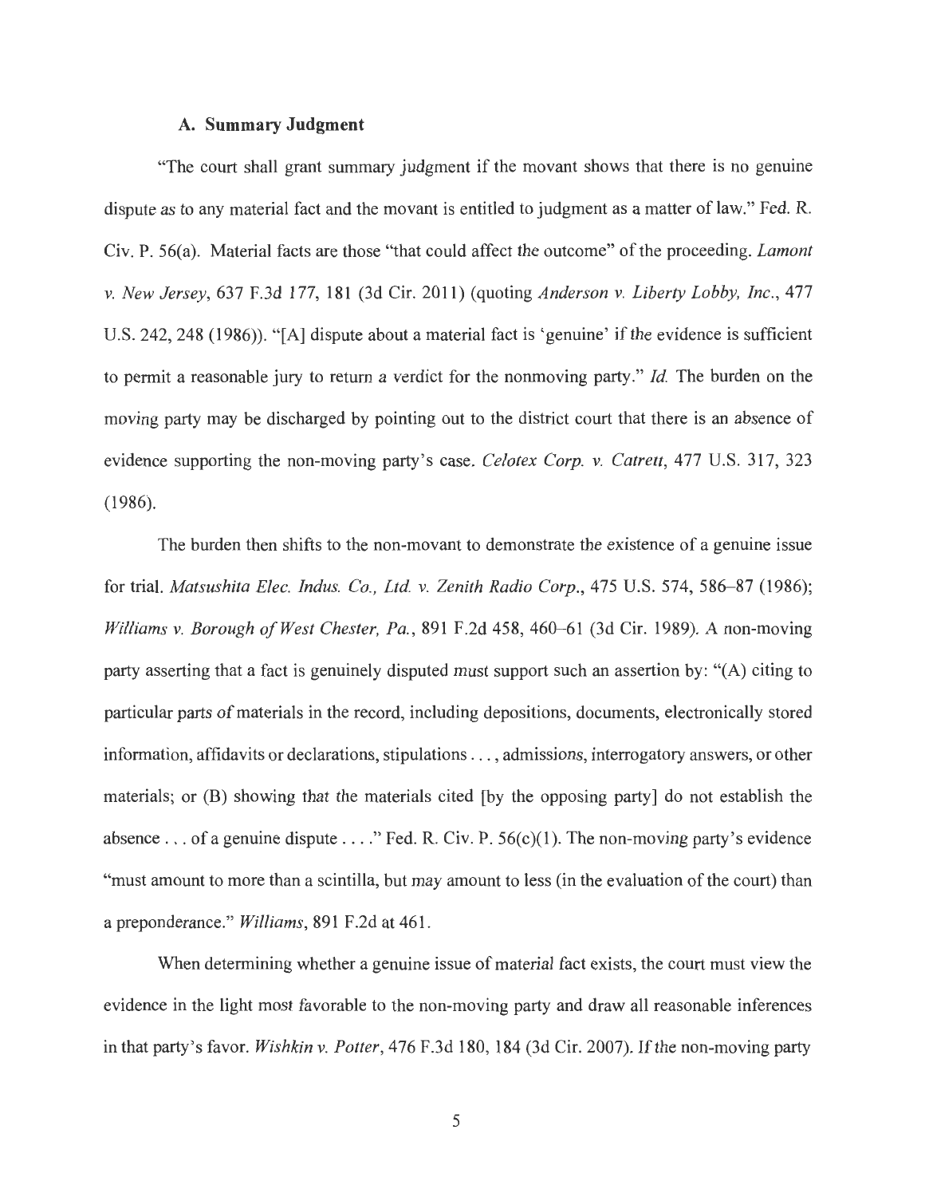### A. Summary Judgment

"The court shall grant summary judgment if the movant shows that there is no genuine dispute as to any material fact and the movant is entitled to judgment as a matter of law." Fed. R. Civ. P. 56(a). Material facts are those "that could affect the outcome" of the proceeding. *Lamont v. New Jersey*, 637 F.3d 177, 181 (3d Cir. 2011) (quoting *Anderson v. Liberty Lobby, Inc.*, 477 U.S. 242, 248 (1986)). "[A] dispute about a material fact is 'genuine' if the evidence is sufficient to permit a reasonable jury to return a verdict for the nonmoving party." *Id.* The burden on the moving party may be discharged by pointing out to the district court that there is an absence of evidence supporting the non-moving party's case. *Celotex Corp. v. Catrett*, 477 U.S. 317, 323 (1986).

The burden then shifts to the non-movant to demonstrate the existence of a genuine issue for trial. *Matsushita Elec. Indus. Co., Ltd. v. Zenith Radio Corp.*, 475 U.S. 574, 586–87 (1986); *Williams v. Borough of West Chester, Pa.*, 891 F.2d 458, 460–61 (3d Cir. 1989). A non-moving party asserting that a fact is genuinely disputed must support such an assertion by: "(A) citing to particular parts of materials in the record, including depositions, documents, electronically stored information, affidavits or declarations, stipulations . . . , admissions, interrogatory answers, or other materials; or (B) showing that the materials cited [by the opposing party] do not establish the absence . . . of a genuine dispute . . . ." Fed. R. Civ. P. 56(c)(1). The non-moving party's evidence "must amount to more than a scintilla, but may amount to less (in the evaluation of the court) than a preponderance." *Williams*, 891 F.2d at 461.

When determining whether a genuine issue of material fact exists, the court must view the evidence in the light most favorable to the non-moving party and draw all reasonable inferences in that party's favor. *Wishkin v. Potter*, 476 F.3d 180, 184 (3d Cir. 2007). If the non-moving party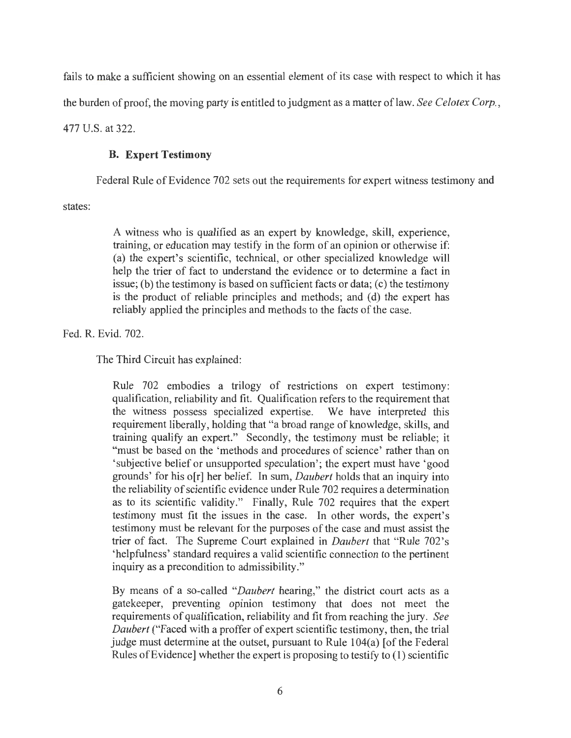fails to make a sufficient showing on an essential element of its case with respect to which it has the burden of proof, the moving party is entitled to judgment as a matter of law. *See Celotex Corp.*, 477 U.S. at 322.

### B. Expert Testimony

Federal Rule of Evidence 702 sets out the requirements for expert witness testimony and states:

> A witness who is qualified as an expert by knowledge, skill, experience, training, or education may testify in the form of an opinion or otherwise if: (a) the expert's scientific, technical, or other specialized knowledge will help the trier of fact to understand the evidence or to determine a fact in issue; (b) the testimony is based on sufficient facts or data; (c) the testimony is the product of reliable principles and methods; and (d) the expert has reliably applied the principles and methods to the facts of the case.

Fed. R. Evid. 702.

The Third Circuit has explained:

> Rule 702 embodies a trilogy of restrictions on expert testimony: qualification, reliability and fit. Qualification refers to the requirement that the witness possess specialized expertise. We have interpreted this requirement liberally, holding that "a broad range of knowledge, skills, and training qualify an expert." Secondly, the testimony must be reliable; it "must be based on the 'methods and procedures of science' rather than on 'subjective belief or unsupported speculation'; the expert must have 'good grounds' for his o[r] her belief. In sum, *Daubert* holds that an inquiry into the reliability of scientific evidence under Rule 702 requires a determination as to its scientific validity." Finally, Rule 702 requires that the expert testimony must fit the issues in the case. In other words, the expert's testimony must be relevant for the purposes of the case and must assist the trier of fact. The Supreme Court explained in *Daubert* that "Rule 702's 'helpfulness' standard requires a valid scientific connection to the pertinent inquiry as a precondition to admissibility."
>
> By means of a so-called "*Daubert* hearing," the district court acts as a gatekeeper, preventing opinion testimony that does not meet the requirements of qualification, reliability and fit from reaching the jury. *See Daubert* ("Faced with a proffer of expert scientific testimony, then, the trial judge must determine at the outset, pursuant to Rule 104(a) [of the Federal Rules of Evidence] whether the expert is proposing to testify to (1) scientific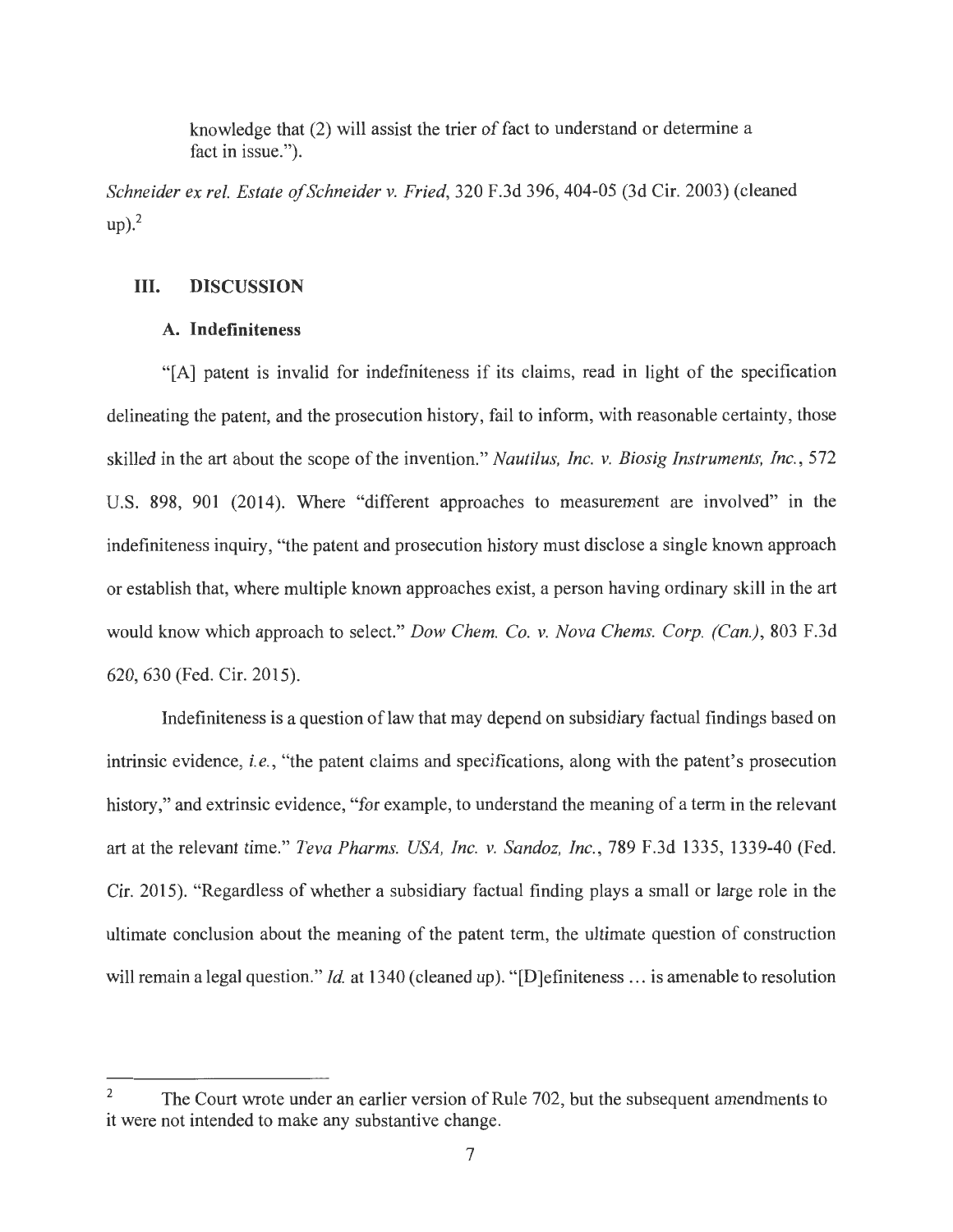> knowledge that (2) will assist the trier of fact to understand or determine a fact in issue.").

*Schneider ex rel. Estate of Schneider v. Fried*, 320 F.3d 396, 404-05 (3d Cir. 2003) (cleaned up).[2]

## III. DISCUSSION

### A. Indefiniteness

"[A] patent is invalid for indefiniteness if its claims, read in light of the specification delineating the patent, and the prosecution history, fail to inform, with reasonable certainty, those skilled in the art about the scope of the invention." *Nautilus, Inc. v. Biosig Instruments, Inc.*, 572 U.S. 898, 901 (2014). Where "different approaches to measurement are involved" in the indefiniteness inquiry, "the patent and prosecution history must disclose a single known approach or establish that, where multiple known approaches exist, a person having ordinary skill in the art would know which approach to select." *Dow Chem. Co. v. Nova Chems. Corp. (Can.)*, 803 F.3d 620, 630 (Fed. Cir. 2015).

Indefiniteness is a question of law that may depend on subsidiary factual findings based on intrinsic evidence, *i.e.*, "the patent claims and specifications, along with the patent's prosecution history," and extrinsic evidence, "for example, to understand the meaning of a term in the relevant art at the relevant time." *Teva Pharms. USA, Inc. v. Sandoz, Inc.*, 789 F.3d 1335, 1339-40 (Fed. Cir. 2015). "Regardless of whether a subsidiary factual finding plays a small or large role in the ultimate conclusion about the meaning of the patent term, the ultimate question of construction will remain a legal question." *Id.* at 1340 (cleaned up). "[D]efiniteness ... is amenable to resolution

---

[2] The Court wrote under an earlier version of Rule 702, but the subsequent amendments to it were not intended to make any substantive change.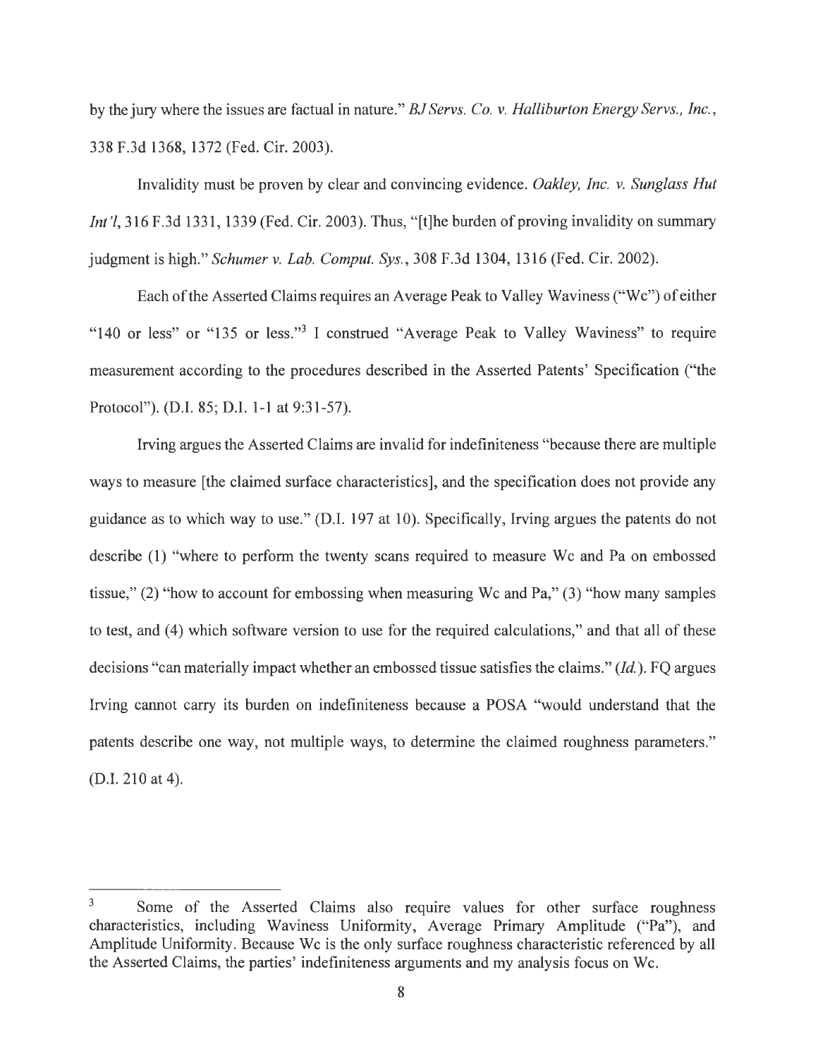by the jury where the issues are factual in nature." *BJ Servs. Co. v. Halliburton Energy Servs., Inc.*, 338 F.3d 1368, 1372 (Fed. Cir. 2003).

Invalidity must be proven by clear and convincing evidence. *Oakley, Inc. v. Sunglass Hut Int'l*, 316 F.3d 1331, 1339 (Fed. Cir. 2003). Thus, "[t]he burden of proving invalidity on summary judgment is high." *Schumer v. Lab. Comput. Sys.*, 308 F.3d 1304, 1316 (Fed. Cir. 2002).

Each of the Asserted Claims requires an Average Peak to Valley Waviness ("Wc") of either "140 or less" or "135 or less."[3] I construed "Average Peak to Valley Waviness" to require measurement according to the procedures described in the Asserted Patents' Specification ("the Protocol"). (D.I. 85; D.I. 1-1 at 9:31-57).

Irving argues the Asserted Claims are invalid for indefiniteness "because there are multiple ways to measure [the claimed surface characteristics], and the specification does not provide any guidance as to which way to use." (D.I. 197 at 10). Specifically, Irving argues the patents do not describe (1) "where to perform the twenty scans required to measure Wc and Pa on embossed tissue," (2) "how to account for embossing when measuring Wc and Pa," (3) "how many samples to test, and (4) which software version to use for the required calculations," and that all of these decisions "can materially impact whether an embossed tissue satisfies the claims." (*Id.*). FQ argues Irving cannot carry its burden on indefiniteness because a POSA "would understand that the patents describe one way, not multiple ways, to determine the claimed roughness parameters." (D.I. 210 at 4).

---

[3] Some of the Asserted Claims also require values for other surface roughness characteristics, including Waviness Uniformity, Average Primary Amplitude ("Pa"), and Amplitude Uniformity. Because Wc is the only surface roughness characteristic referenced by all the Asserted Claims, the parties' indefiniteness arguments and my analysis focus on Wc.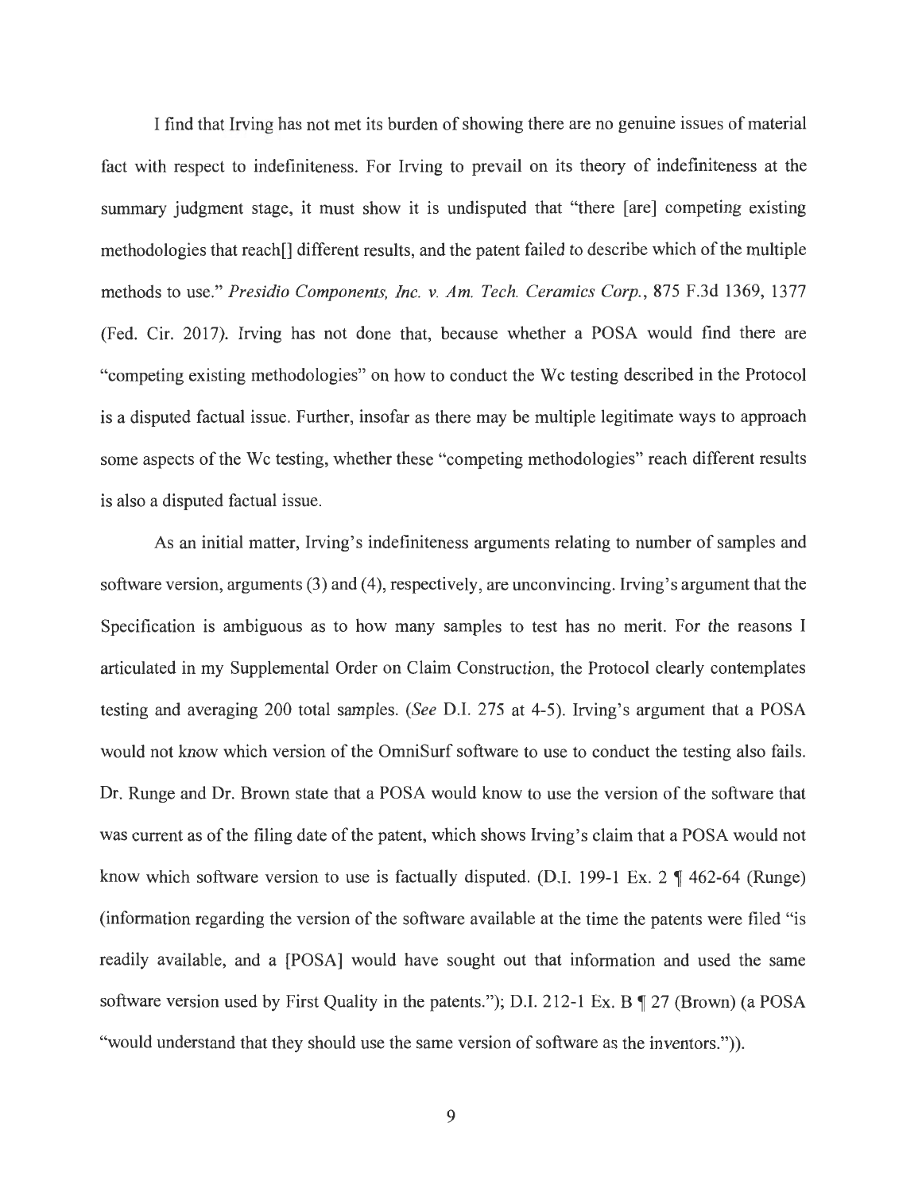I find that Irving has not met its burden of showing there are no genuine issues of material fact with respect to indefiniteness. For Irving to prevail on its theory of indefiniteness at the summary judgment stage, it must show it is undisputed that "there [are] competing existing methodologies that reach[] different results, and the patent failed to describe which of the multiple methods to use." *Presidio Components, Inc. v. Am. Tech. Ceramics Corp.*, 875 F.3d 1369, 1377 (Fed. Cir. 2017). Irving has not done that, because whether a POSA would find there are "competing existing methodologies" on how to conduct the Wc testing described in the Protocol is a disputed factual issue. Further, insofar as there may be multiple legitimate ways to approach some aspects of the Wc testing, whether these "competing methodologies" reach different results is also a disputed factual issue.

As an initial matter, Irving's indefiniteness arguments relating to number of samples and software version, arguments (3) and (4), respectively, are unconvincing. Irving's argument that the Specification is ambiguous as to how many samples to test has no merit. For the reasons I articulated in my Supplemental Order on Claim Construction, the Protocol clearly contemplates testing and averaging 200 total samples. (*See* D.I. 275 at 4-5). Irving's argument that a POSA would not know which version of the OmniSurf software to use to conduct the testing also fails. Dr. Runge and Dr. Brown state that a POSA would know to use the version of the software that was current as of the filing date of the patent, which shows Irving's claim that a POSA would not know which software version to use is factually disputed. (D.I. 199-1 Ex. 2 ¶ 462-64 (Runge) (information regarding the version of the software available at the time the patents were filed "is readily available, and a [POSA] would have sought out that information and used the same software version used by First Quality in the patents."); D.I. 212-1 Ex. B ¶ 27 (Brown) (a POSA "would understand that they should use the same version of software as the inventors.")).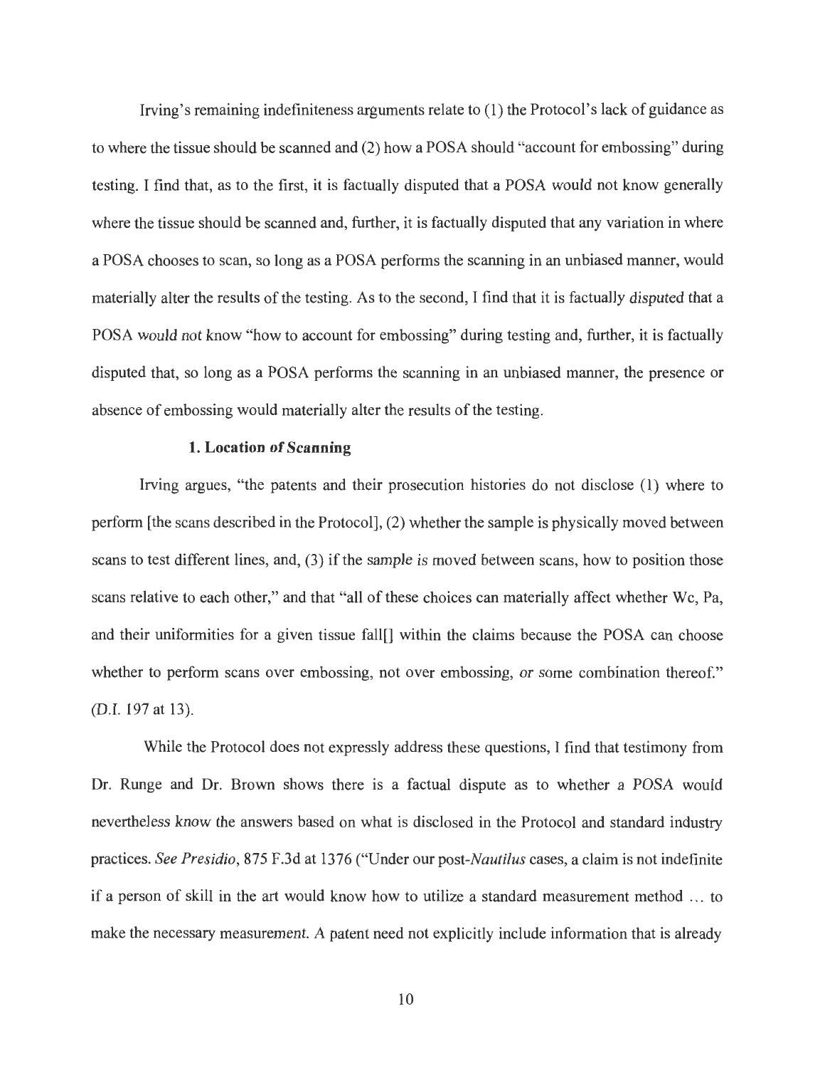Irving's remaining indefiniteness arguments relate to (1) the Protocol's lack of guidance as to where the tissue should be scanned and (2) how a POSA should "account for embossing" during testing. I find that, as to the first, it is factually disputed that a POSA would not know generally where the tissue should be scanned and, further, it is factually disputed that any variation in where a POSA chooses to scan, so long as a POSA performs the scanning in an unbiased manner, would materially alter the results of the testing. As to the second, I find that it is factually *disputed* that a POSA *would not* know "how to account for embossing" during testing and, further, it is factually disputed that, so long as a POSA performs the scanning in an unbiased manner, the presence or absence of embossing would materially alter the results of the testing.

### 1. Location of Scanning

Irving argues, "the patents and their prosecution histories do not disclose (1) where to perform [the scans described in the Protocol], (2) whether the sample is physically moved between scans to test different lines, and, (3) if the sample is moved between scans, how to position those scans relative to each other," and that "all of these choices can materially affect whether Wc, Pa, and their uniformities for a given tissue fall[] within the claims because the POSA can choose whether to perform scans over embossing, not over embossing, or some combination thereof." (D.I. 197 at 13).

While the Protocol does not expressly address these questions, I find that testimony from Dr. Runge and Dr. Brown shows there is a factual dispute as to whether a POSA would nevertheless know the answers based on what is disclosed in the Protocol and standard industry practices. *See Presidio*, 875 F.3d at 1376 ("Under our post-*Nautilus* cases, a claim is not indefinite if a person of skill in the art would know how to utilize a standard measurement method ... to make the necessary measurement. A patent need not explicitly include information that is already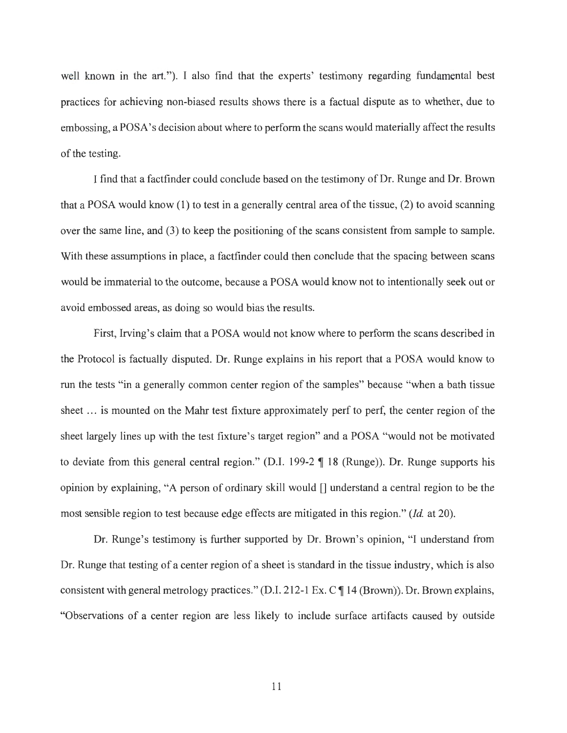well known in the art."). I also find that the experts' testimony regarding fundamental best practices for achieving non-biased results shows there is a factual dispute as to whether, due to embossing, a POSA's decision about where to perform the scans would materially affect the results of the testing.

I find that a factfinder could conclude based on the testimony of Dr. Runge and Dr. Brown that a POSA would know (1) to test in a generally central area of the tissue, (2) to avoid scanning over the same line, and (3) to keep the positioning of the scans consistent from sample to sample. With these assumptions in place, a factfinder could then conclude that the spacing between scans would be immaterial to the outcome, because a POSA would know not to intentionally seek out or avoid embossed areas, as doing so would bias the results.

First, Irving's claim that a POSA would not know where to perform the scans described in the Protocol is factually disputed. Dr. Runge explains in his report that a POSA would know to run the tests "in a generally common center region of the samples" because "when a bath tissue sheet … is mounted on the Mahr test fixture approximately perf to perf, the center region of the sheet largely lines up with the test fixture's target region" and a POSA "would not be motivated to deviate from this general central region." (D.I. 199-2 ¶ 18 (Runge)). Dr. Runge supports his opinion by explaining, "A person of ordinary skill would [] understand a central region to be the most sensible region to test because edge effects are mitigated in this region." (*Id.* at 20).

Dr. Runge's testimony is further supported by Dr. Brown's opinion, "I understand from Dr. Runge that testing of a center region of a sheet is standard in the tissue industry, which is also consistent with general metrology practices." (D.I. 212-1 Ex. C ¶ 14 (Brown)). Dr. Brown explains, "Observations of a center region are less likely to include surface artifacts caused by outside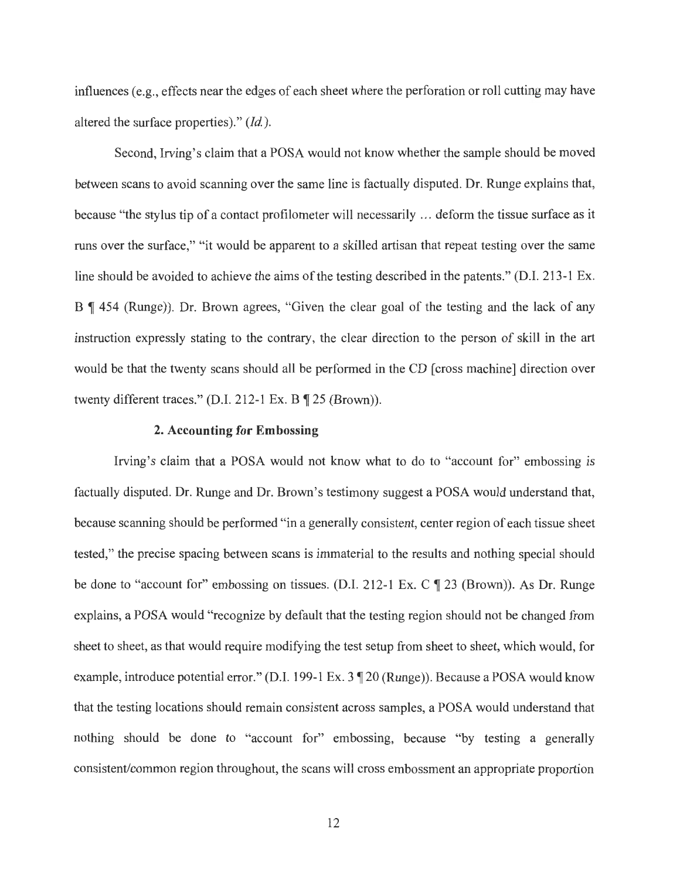influences (e.g., effects near the edges of each sheet where the perforation or roll cutting may have altered the surface properties)." (*Id.*).

Second, Irving's claim that a POSA would not know whether the sample should be moved between scans to avoid scanning over the same line is factually disputed. Dr. Runge explains that, because "the stylus tip of a contact profilometer will necessarily … deform the tissue surface as it runs over the surface," "it would be apparent to a skilled artisan that repeat testing over the same line should be avoided to achieve the aims of the testing described in the patents." (D.I. 213-1 Ex. B ¶ 454 (Runge)). Dr. Brown agrees, "Given the clear goal of the testing and the lack of any instruction expressly stating to the contrary, the clear direction to the person of skill in the art would be that the twenty scans should all be performed in the CD [cross machine] direction over twenty different traces." (D.I. 212-1 Ex. B ¶ 25 (Brown)).

### 2. Accounting for Embossing

Irving's claim that a POSA would not know what to do to "account for" embossing is factually disputed. Dr. Runge and Dr. Brown's testimony suggest a POSA would understand that, because scanning should be performed "in a generally consistent, center region of each tissue sheet tested," the precise spacing between scans is immaterial to the results and nothing special should be done to "account for" embossing on tissues. (D.I. 212-1 Ex. C ¶ 23 (Brown)). As Dr. Runge explains, a POSA would "recognize by default that the testing region should not be changed from sheet to sheet, as that would require modifying the test setup from sheet to sheet, which would, for example, introduce potential error." (D.I. 199-1 Ex. 3 ¶ 20 (Runge)). Because a POSA would know that the testing locations should remain consistent across samples, a POSA would understand that nothing should be done to "account for" embossing, because "by testing a generally consistent/common region throughout, the scans will cross embossment an appropriate proportion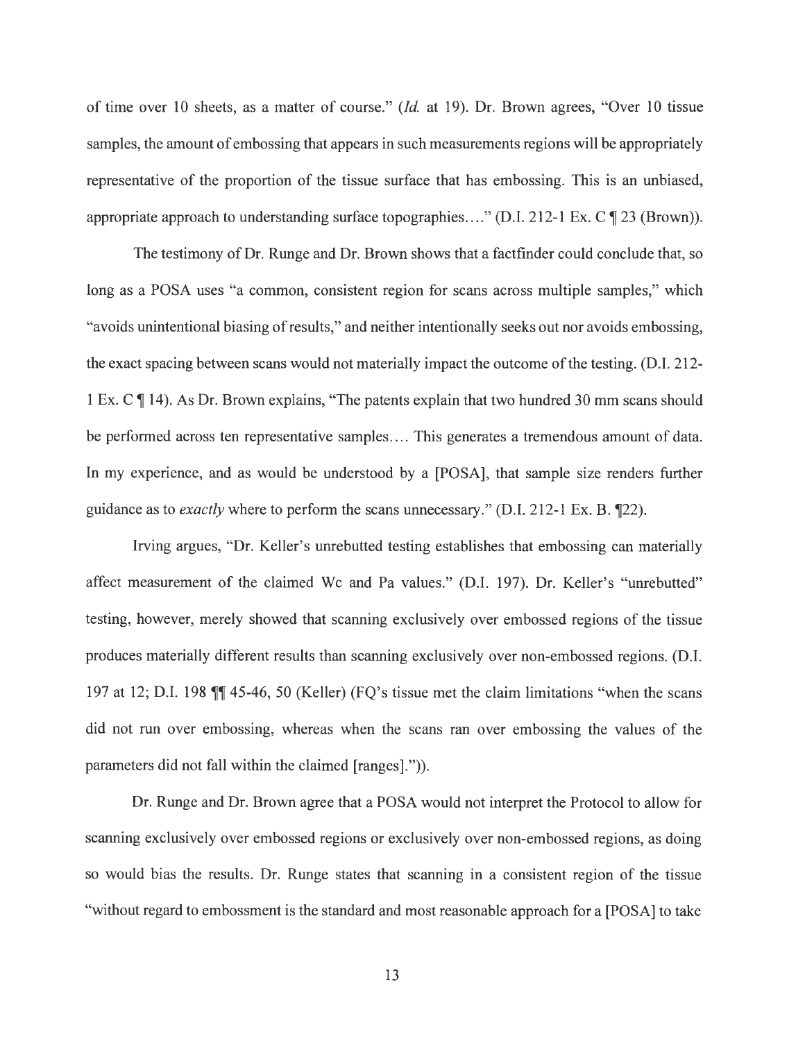of time over 10 sheets, as a matter of course." (*Id.* at 19). Dr. Brown agrees, "Over 10 tissue samples, the amount of embossing that appears in such measurements regions will be appropriately representative of the proportion of the tissue surface that has embossing. This is an unbiased, appropriate approach to understanding surface topographies…." (D.I. 212-1 Ex. C ¶ 23 (Brown)).

The testimony of Dr. Runge and Dr. Brown shows that a factfinder could conclude that, so long as a POSA uses "a common, consistent region for scans across multiple samples," which "avoids unintentional biasing of results," and neither intentionally seeks out nor avoids embossing, the exact spacing between scans would not materially impact the outcome of the testing. (D.I. 212-1 Ex. C ¶ 14). As Dr. Brown explains, "The patents explain that two hundred 30 mm scans should be performed across ten representative samples…. This generates a tremendous amount of data. In my experience, and as would be understood by a [POSA], that sample size renders further guidance as to *exactly* where to perform the scans unnecessary." (D.I. 212-1 Ex. B. ¶22).

Irving argues, "Dr. Keller's unrebutted testing establishes that embossing can materially affect measurement of the claimed Wc and Pa values." (D.I. 197). Dr. Keller's "unrebutted" testing, however, merely showed that scanning exclusively over embossed regions of the tissue produces materially different results than scanning exclusively over non-embossed regions. (D.I. 197 at 12; D.I. 198 ¶¶ 45-46, 50 (Keller) (FQ's tissue met the claim limitations "when the scans did not run over embossing, whereas when the scans ran over embossing the values of the parameters did not fall within the claimed [ranges].")).

Dr. Runge and Dr. Brown agree that a POSA would not interpret the Protocol to allow for scanning exclusively over embossed regions or exclusively over non-embossed regions, as doing so would bias the results. Dr. Runge states that scanning in a consistent region of the tissue "without regard to embossment is the standard and most reasonable approach for a [POSA] to take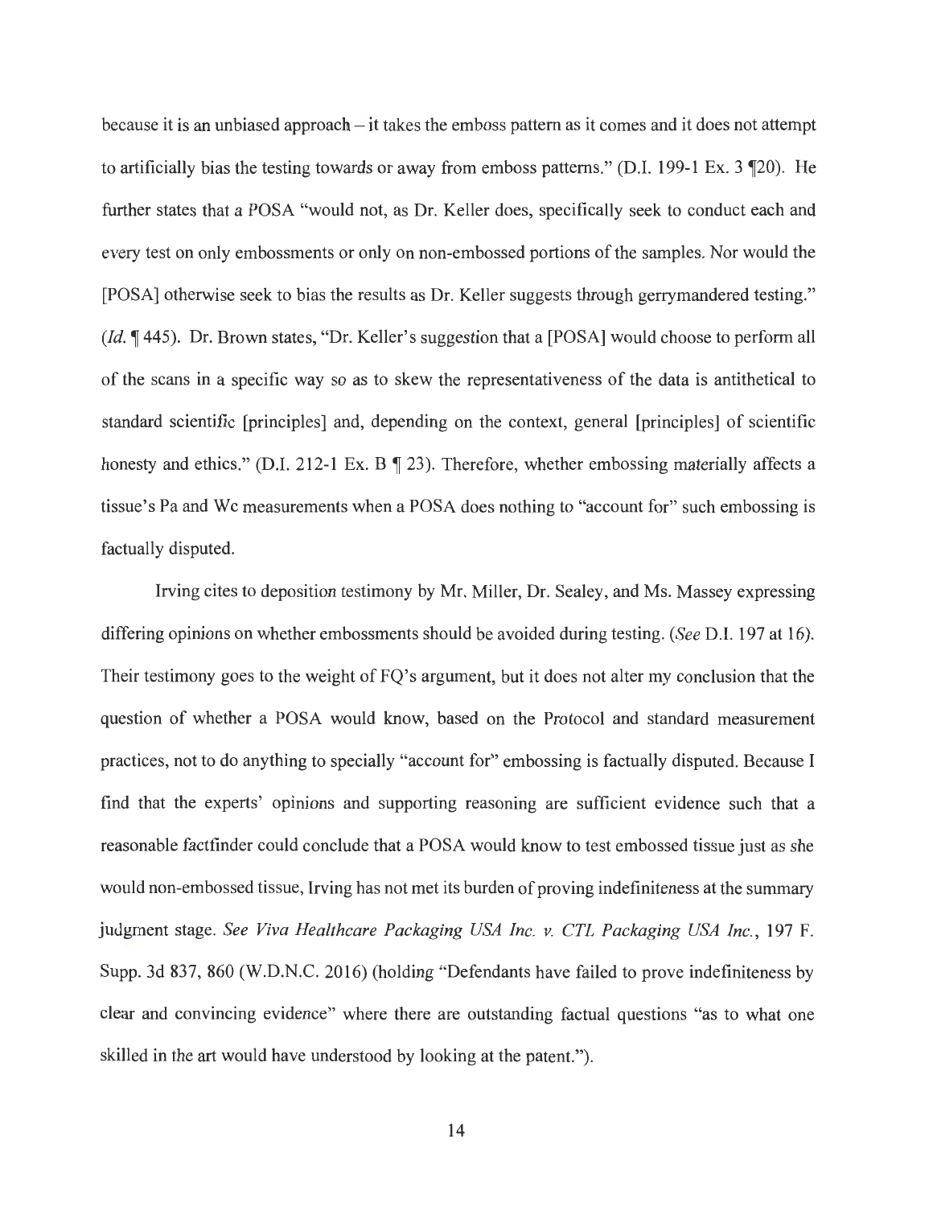because it is an unbiased approach – it takes the emboss pattern as it comes and it does not attempt to artificially bias the testing towards or away from emboss patterns." (D.I. 199-1 Ex. 3 ¶20). He further states that a POSA "would not, as Dr. Keller does, specifically seek to conduct each and every test on only embossments or only on non-embossed portions of the samples. Nor would the [POSA] otherwise seek to bias the results as Dr. Keller suggests through gerrymandered testing." (*Id.* ¶ 445). Dr. Brown states, "Dr. Keller's suggestion that a [POSA] would choose to perform all of the scans in a specific way so as to skew the representativeness of the data is antithetical to standard scientific [principles] and, depending on the context, general [principles] of scientific honesty and ethics." (D.I. 212-1 Ex. B ¶ 23). Therefore, whether embossing materially affects a tissue's Pa and Wc measurements when a POSA does nothing to "account for" such embossing is factually disputed.

Irving cites to deposition testimony by Mr. Miller, Dr. Sealey, and Ms. Massey expressing differing opinions on whether embossments should be avoided during testing. (*See* D.I. 197 at 16). Their testimony goes to the weight of FQ's argument, but it does not alter my conclusion that the question of whether a POSA would know, based on the Protocol and standard measurement practices, not to do anything to specially "account for" embossing is factually disputed. Because I find that the experts' opinions and supporting reasoning are sufficient evidence such that a reasonable factfinder could conclude that a POSA would know to test embossed tissue just as she would non-embossed tissue, Irving has not met its burden of proving indefiniteness at the summary judgment stage. *See Viva Healthcare Packaging USA Inc. v. CTL Packaging USA Inc.*, 197 F. Supp. 3d 837, 860 (W.D.N.C. 2016) (holding "Defendants have failed to prove indefiniteness by clear and convincing evidence" where there are outstanding factual questions "as to what one skilled in the art would have understood by looking at the patent.").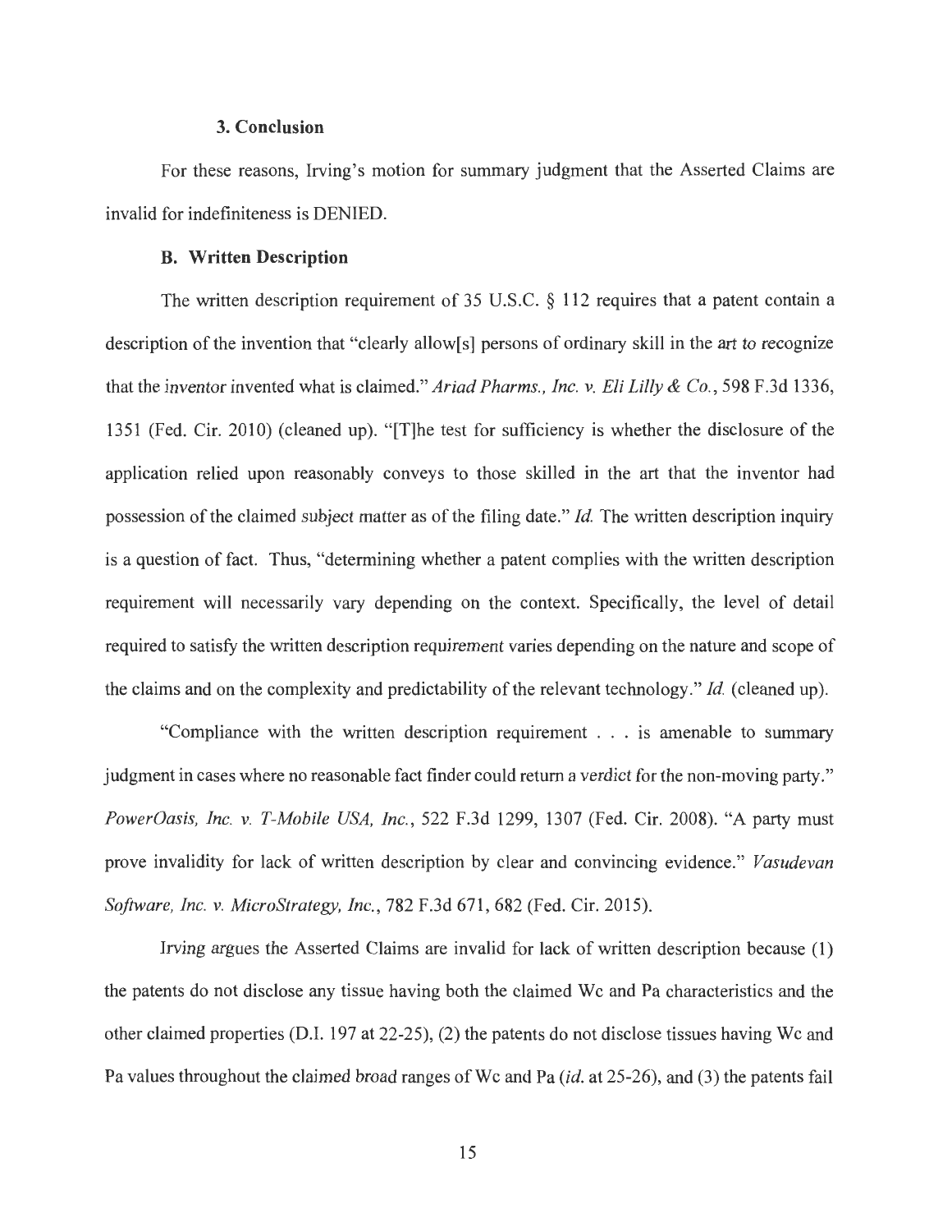### 3. Conclusion

For these reasons, Irving's motion for summary judgment that the Asserted Claims are invalid for indefiniteness is DENIED.

### B. Written Description

The written description requirement of 35 U.S.C. § 112 requires that a patent contain a description of the invention that "clearly allow[s] persons of ordinary skill in the art to recognize that the inventor invented what is claimed." *Ariad Pharms., Inc. v. Eli Lilly & Co.*, 598 F.3d 1336, 1351 (Fed. Cir. 2010) (cleaned up). "[T]he test for sufficiency is whether the disclosure of the application relied upon reasonably conveys to those skilled in the art that the inventor had possession of the claimed subject matter as of the filing date." *Id.* The written description inquiry is a question of fact. Thus, "determining whether a patent complies with the written description requirement will necessarily vary depending on the context. Specifically, the level of detail required to satisfy the written description requirement varies depending on the nature and scope of the claims and on the complexity and predictability of the relevant technology." *Id.* (cleaned up).

"Compliance with the written description requirement . . . is amenable to summary judgment in cases where no reasonable fact finder could return a verdict for the non-moving party." *PowerOasis, Inc. v. T-Mobile USA, Inc.*, 522 F.3d 1299, 1307 (Fed. Cir. 2008). "A party must prove invalidity for lack of written description by clear and convincing evidence." *Vasudevan Software, Inc. v. MicroStrategy, Inc.*, 782 F.3d 671, 682 (Fed. Cir. 2015).

Irving argues the Asserted Claims are invalid for lack of written description because (1) the patents do not disclose any tissue having both the claimed Wc and Pa characteristics and the other claimed properties (D.I. 197 at 22-25), (2) the patents do not disclose tissues having Wc and Pa values throughout the claimed broad ranges of Wc and Pa (*id.* at 25-26), and (3) the patents fail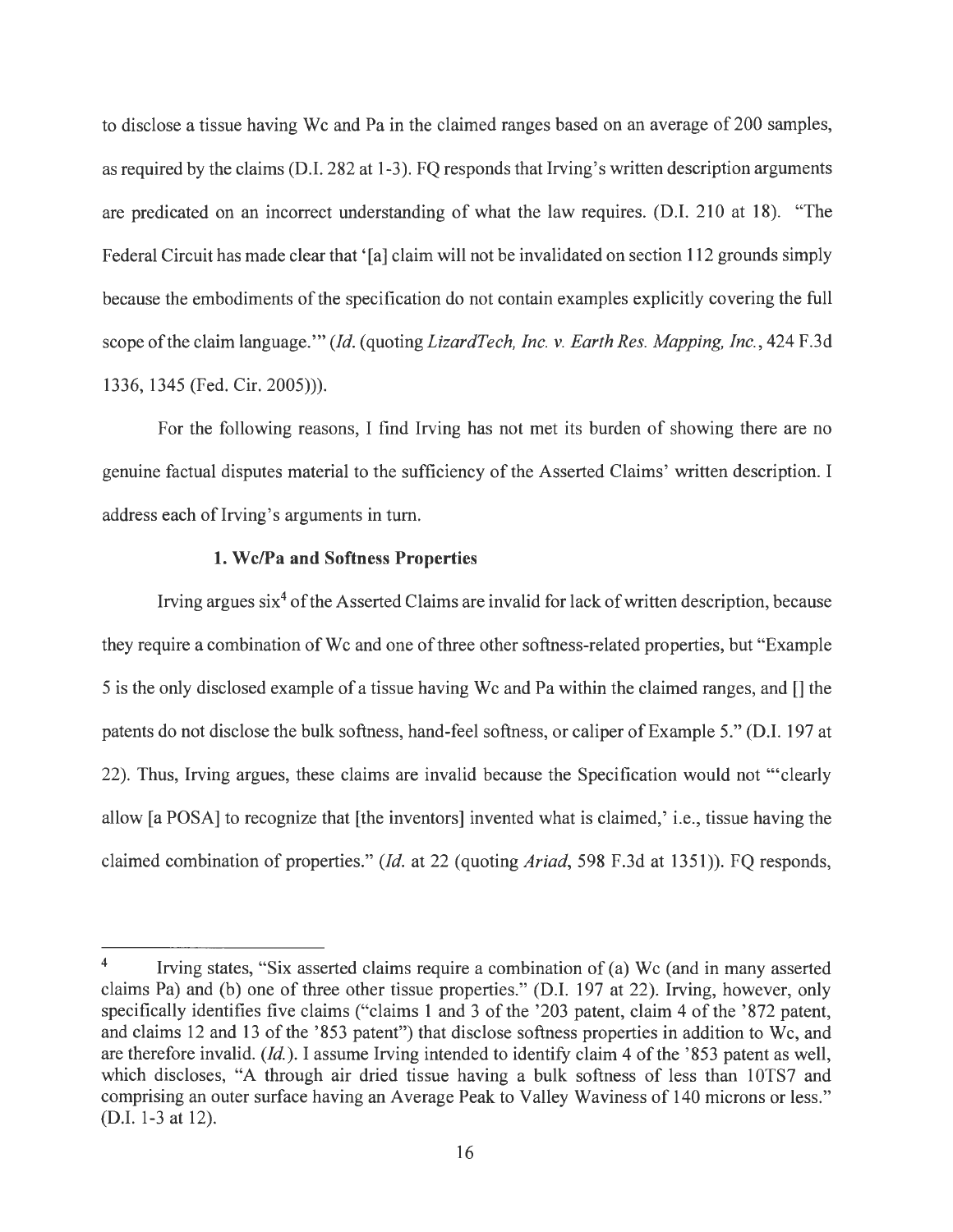to disclose a tissue having Wc and Pa in the claimed ranges based on an average of 200 samples, as required by the claims (D.I. 282 at 1-3). FQ responds that Irving's written description arguments are predicated on an incorrect understanding of what the law requires. (D.I. 210 at 18). "The Federal Circuit has made clear that '[a] claim will not be invalidated on section 112 grounds simply because the embodiments of the specification do not contain examples explicitly covering the full scope of the claim language.'" (*Id.* (quoting *LizardTech, Inc. v. Earth Res. Mapping, Inc.*, 424 F.3d 1336, 1345 (Fed. Cir. 2005))).

For the following reasons, I find Irving has not met its burden of showing there are no genuine factual disputes material to the sufficiency of the Asserted Claims' written description. I address each of Irving's arguments in turn.

### 1. Wc/Pa and Softness Properties

Irving argues six[4] of the Asserted Claims are invalid for lack of written description, because they require a combination of Wc and one of three other softness-related properties, but "Example 5 is the only disclosed example of a tissue having Wc and Pa within the claimed ranges, and [] the patents do not disclose the bulk softness, hand-feel softness, or caliper of Example 5." (D.I. 197 at 22). Thus, Irving argues, these claims are invalid because the Specification would not "'clearly allow [a POSA] to recognize that [the inventors] invented what is claimed,' i.e., tissue having the claimed combination of properties." (*Id.* at 22 (quoting *Ariad*, 598 F.3d at 1351)). FQ responds,

---

[4] Irving states, "Six asserted claims require a combination of (a) Wc (and in many asserted claims Pa) and (b) one of three other tissue properties." (D.I. 197 at 22). Irving, however, only specifically identifies five claims ("claims 1 and 3 of the '203 patent, claim 4 of the '872 patent, and claims 12 and 13 of the '853 patent") that disclose softness properties in addition to Wc, and are therefore invalid. (*Id.*). I assume Irving intended to identify claim 4 of the '853 patent as well, which discloses, "A through air dried tissue having a bulk softness of less than 10TS7 and comprising an outer surface having an Average Peak to Valley Waviness of 140 microns or less." (D.I. 1-3 at 12).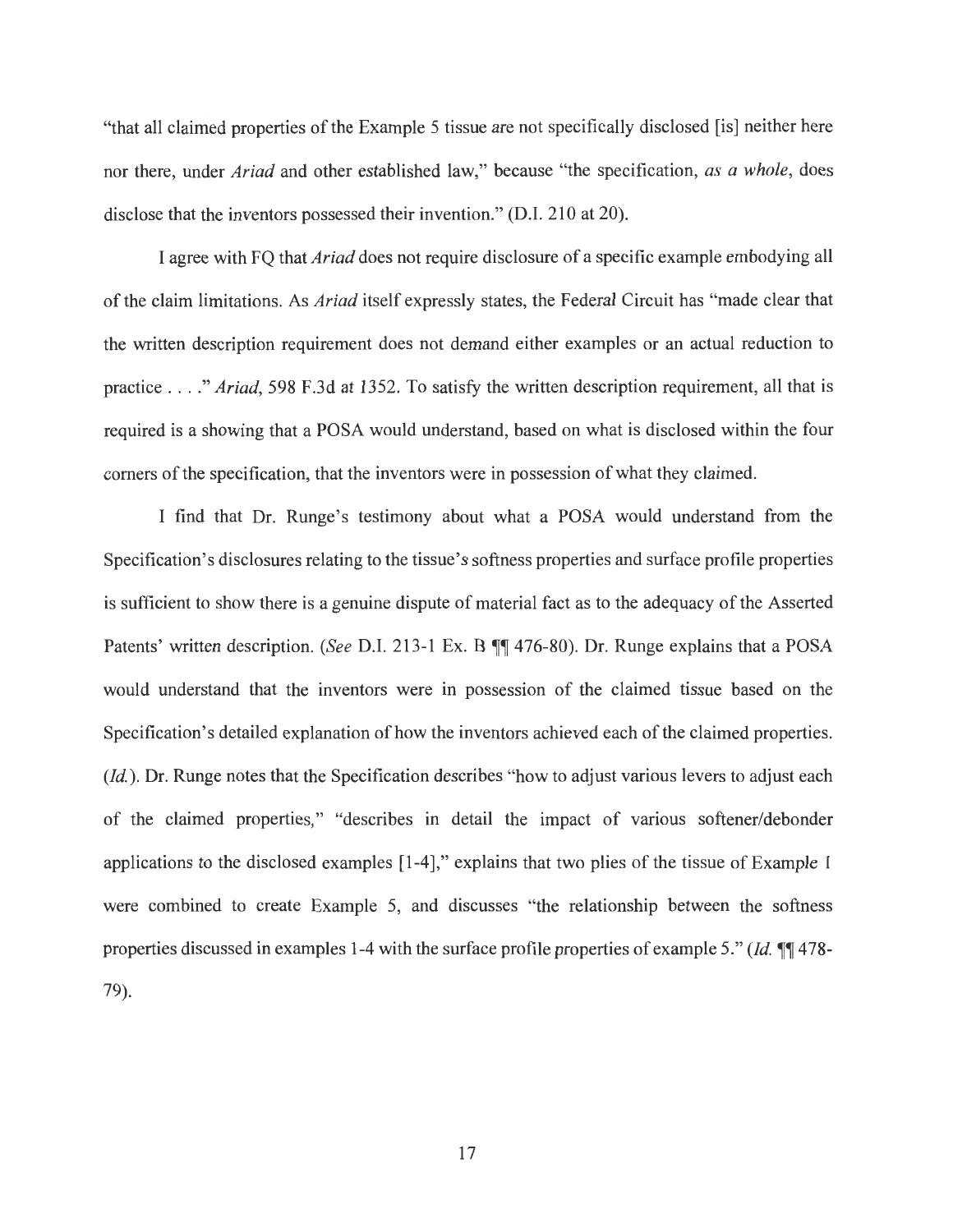"that all claimed properties of the Example 5 tissue are not specifically disclosed [is] neither here nor there, under *Ariad* and other established law," because "the specification, *as a whole*, does disclose that the inventors possessed their invention." (D.I. 210 at 20).

I agree with FQ that *Ariad* does not require disclosure of a specific example embodying all of the claim limitations. As *Ariad* itself expressly states, the Federal Circuit has "made clear that the written description requirement does not demand either examples or an actual reduction to practice . . . ." *Ariad*, 598 F.3d at 1352. To satisfy the written description requirement, all that is required is a showing that a POSA would understand, based on what is disclosed within the four corners of the specification, that the inventors were in possession of what they claimed.

I find that Dr. Runge's testimony about what a POSA would understand from the Specification's disclosures relating to the tissue's softness properties and surface profile properties is sufficient to show there is a genuine dispute of material fact as to the adequacy of the Asserted Patents' written description. (*See* D.I. 213-1 Ex. B ¶¶ 476-80). Dr. Runge explains that a POSA would understand that the inventors were in possession of the claimed tissue based on the Specification's detailed explanation of how the inventors achieved each of the claimed properties. (*Id.*). Dr. Runge notes that the Specification describes "how to adjust various levers to adjust each of the claimed properties," "describes in detail the impact of various softener/debonder applications to the disclosed examples [1-4]," explains that two plies of the tissue of Example 1 were combined to create Example 5, and discusses "the relationship between the softness properties discussed in examples 1-4 with the surface profile properties of example 5." (*Id.* ¶¶ 478-79).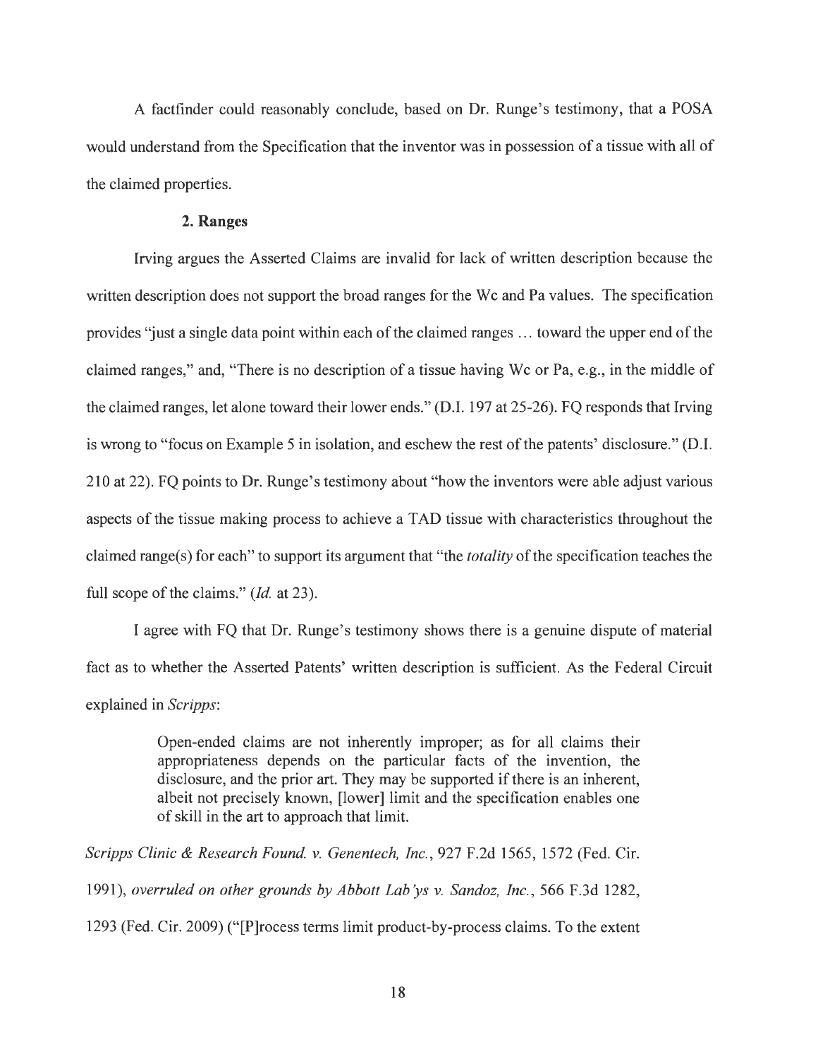A factfinder could reasonably conclude, based on Dr. Runge's testimony, that a POSA would understand from the Specification that the inventor was in possession of a tissue with all of the claimed properties.

### 2. Ranges

Irving argues the Asserted Claims are invalid for lack of written description because the written description does not support the broad ranges for the Wc and Pa values. The specification provides "just a single data point within each of the claimed ranges … toward the upper end of the claimed ranges," and, "There is no description of a tissue having Wc or Pa, e.g., in the middle of the claimed ranges, let alone toward their lower ends." (D.I. 197 at 25-26). FQ responds that Irving is wrong to "focus on Example 5 in isolation, and eschew the rest of the patents' disclosure." (D.I. 210 at 22). FQ points to Dr. Runge's testimony about "how the inventors were able adjust various aspects of the tissue making process to achieve a TAD tissue with characteristics throughout the claimed range(s) for each" to support its argument that "the *totality* of the specification teaches the full scope of the claims." (*Id.* at 23).

I agree with FQ that Dr. Runge's testimony shows there is a genuine dispute of material fact as to whether the Asserted Patents' written description is sufficient. As the Federal Circuit explained in *Scripps*:

> Open-ended claims are not inherently improper; as for all claims their appropriateness depends on the particular facts of the invention, the disclosure, and the prior art. They may be supported if there is an inherent, albeit not precisely known, [lower] limit and the specification enables one of skill in the art to approach that limit.

*Scripps Clinic & Research Found. v. Genentech, Inc.*, 927 F.2d 1565, 1572 (Fed. Cir. 1991), *overruled on other grounds by Abbott Lab'ys v. Sandoz, Inc.*, 566 F.3d 1282, 1293 (Fed. Cir. 2009) ("[P]rocess terms limit product-by-process claims. To the extent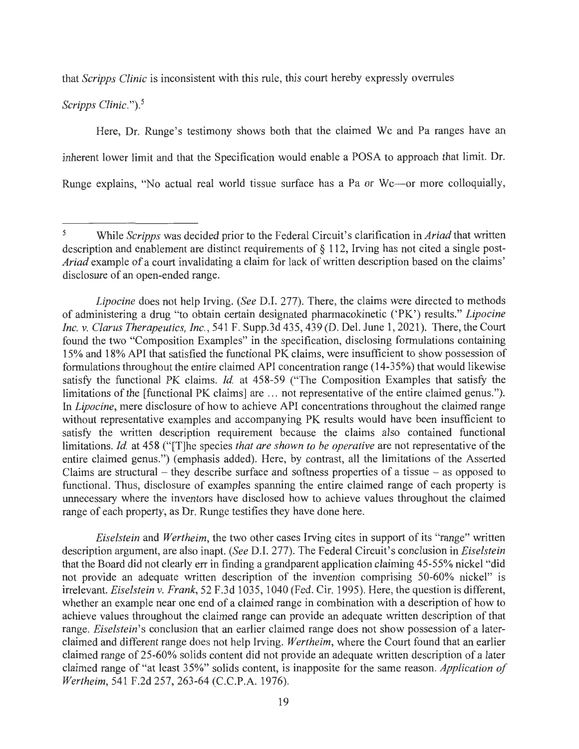that *Scripps Clinic* is inconsistent with this rule, this court hereby expressly overrules *Scripps Clinic*.").[5]

Here, Dr. Runge's testimony shows both that the claimed Wc and Pa ranges have an inherent lower limit and that the Specification would enable a POSA to approach that limit. Dr. Runge explains, "No actual real world tissue surface has a Pa or Wc—or more colloquially,

---

[5] While *Scripps* was decided prior to the Federal Circuit's clarification in *Ariad* that written description and enablement are distinct requirements of § 112, Irving has not cited a single post-*Ariad* example of a court invalidating a claim for lack of written description based on the claims' disclosure of an open-ended range.

*Lipocine* does not help Irving. (*See* D.I. 277). There, the claims were directed to methods of administering a drug "to obtain certain designated pharmacokinetic ('PK') results." *Lipocine Inc. v. Clarus Therapeutics, Inc.*, 541 F. Supp.3d 435, 439 (D. Del. June 1, 2021). There, the Court found the two "Composition Examples" in the specification, disclosing formulations containing 15% and 18% API that satisfied the functional PK claims, were insufficient to show possession of formulations throughout the entire claimed API concentration range (14-35%) that would likewise satisfy the functional PK claims. *Id.* at 458-59 ("The Composition Examples that satisfy the limitations of the [functional PK claims] are … not representative of the entire claimed genus."). In *Lipocine*, mere disclosure of how to achieve API concentrations throughout the claimed range without representative examples and accompanying PK results would have been insufficient to satisfy the written description requirement because the claims also contained functional limitations. *Id.* at 458 ("[T]he species *that are shown to be operative* are not representative of the entire claimed genus.") (emphasis added). Here, by contrast, all the limitations of the Asserted Claims are structural – they describe surface and softness properties of a tissue – as opposed to functional. Thus, disclosure of examples spanning the entire claimed range of each property is unnecessary where the inventors have disclosed how to achieve values throughout the claimed range of each property, as Dr. Runge testifies they have done here.

*Eiselstein* and *Wertheim*, the two other cases Irving cites in support of its "range" written description argument, are also inapt. (*See* D.I. 277). The Federal Circuit's conclusion in *Eiselstein* that the Board did not clearly err in finding a grandparent application claiming 45-55% nickel "did not provide an adequate written description of the invention comprising 50-60% nickel" is irrelevant. *Eiselstein v. Frank*, 52 F.3d 1035, 1040 (Fed. Cir. 1995). Here, the question is different, whether an example near one end of a claimed range in combination with a description of how to achieve values throughout the claimed range can provide an adequate written description of that range. *Eiselstein*'s conclusion that an earlier claimed range does not show possession of a later-claimed and different range does not help Irving. *Wertheim*, where the Court found that an earlier claimed range of 25-60% solids content did not provide an adequate written description of a later claimed range of "at least 35%" solids content, is inapposite for the same reason. *Application of Wertheim*, 541 F.2d 257, 263-64 (C.C.P.A. 1976).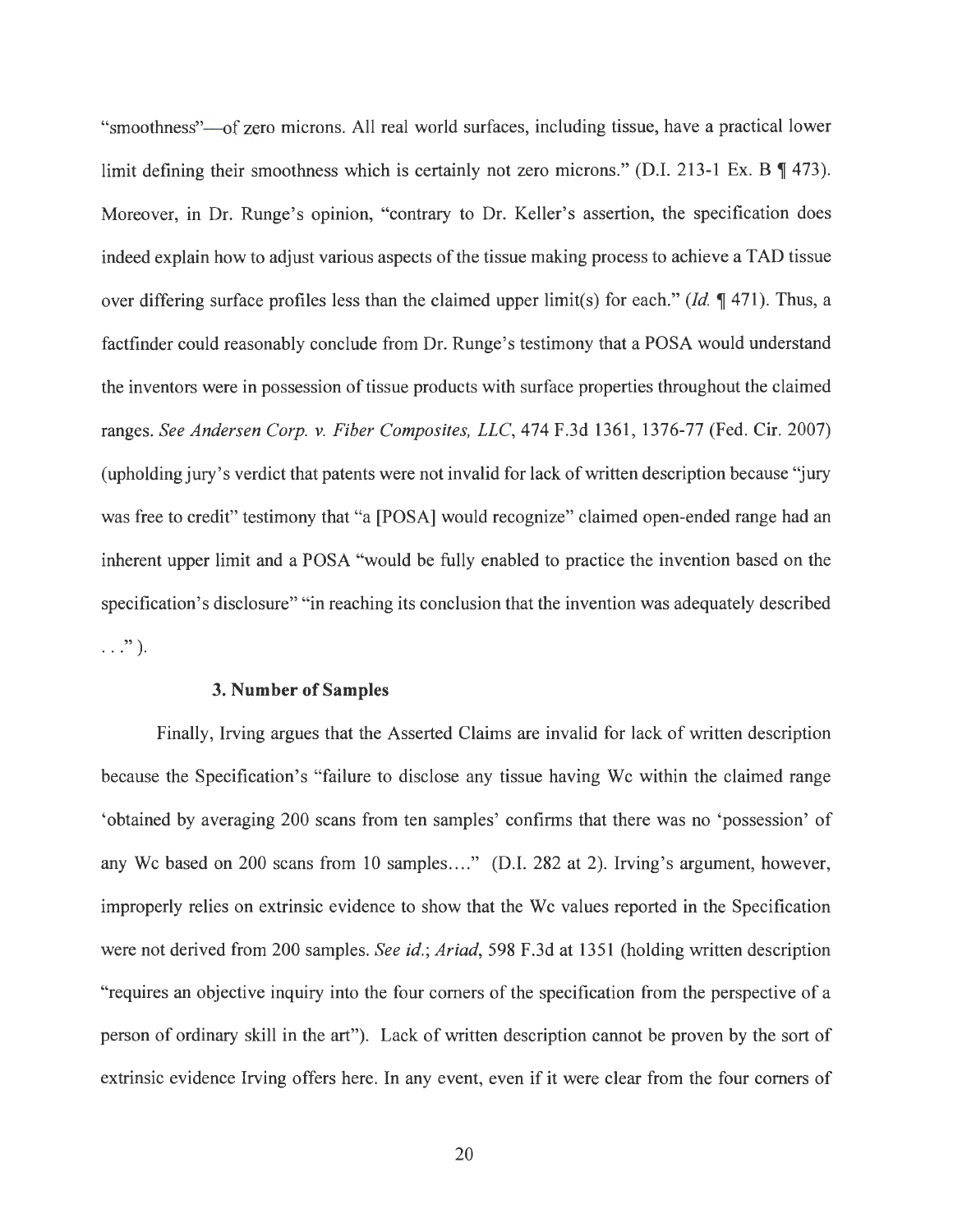"smoothness"—of zero microns. All real world surfaces, including tissue, have a practical lower limit defining their smoothness which is certainly not zero microns." (D.I. 213-1 Ex. B ¶ 473). Moreover, in Dr. Runge's opinion, "contrary to Dr. Keller's assertion, the specification does indeed explain how to adjust various aspects of the tissue making process to achieve a TAD tissue over differing surface profiles less than the claimed upper limit(s) for each." (*Id.* ¶ 471). Thus, a factfinder could reasonably conclude from Dr. Runge's testimony that a POSA would understand the inventors were in possession of tissue products with surface properties throughout the claimed ranges. *See Andersen Corp. v. Fiber Composites, LLC*, 474 F.3d 1361, 1376-77 (Fed. Cir. 2007) (upholding jury's verdict that patents were not invalid for lack of written description because "jury was free to credit" testimony that "a [POSA] would recognize" claimed open-ended range had an inherent upper limit and a POSA "would be fully enabled to practice the invention based on the specification's disclosure" "in reaching its conclusion that the invention was adequately described . . ." ).

### 3. Number of Samples

Finally, Irving argues that the Asserted Claims are invalid for lack of written description because the Specification's "failure to disclose any tissue having Wc within the claimed range 'obtained by averaging 200 scans from ten samples' confirms that there was no 'possession' of any Wc based on 200 scans from 10 samples…." (D.I. 282 at 2). Irving's argument, however, improperly relies on extrinsic evidence to show that the Wc values reported in the Specification were not derived from 200 samples. *See id.*; *Ariad*, 598 F.3d at 1351 (holding written description "requires an objective inquiry into the four corners of the specification from the perspective of a person of ordinary skill in the art"). Lack of written description cannot be proven by the sort of extrinsic evidence Irving offers here. In any event, even if it were clear from the four corners of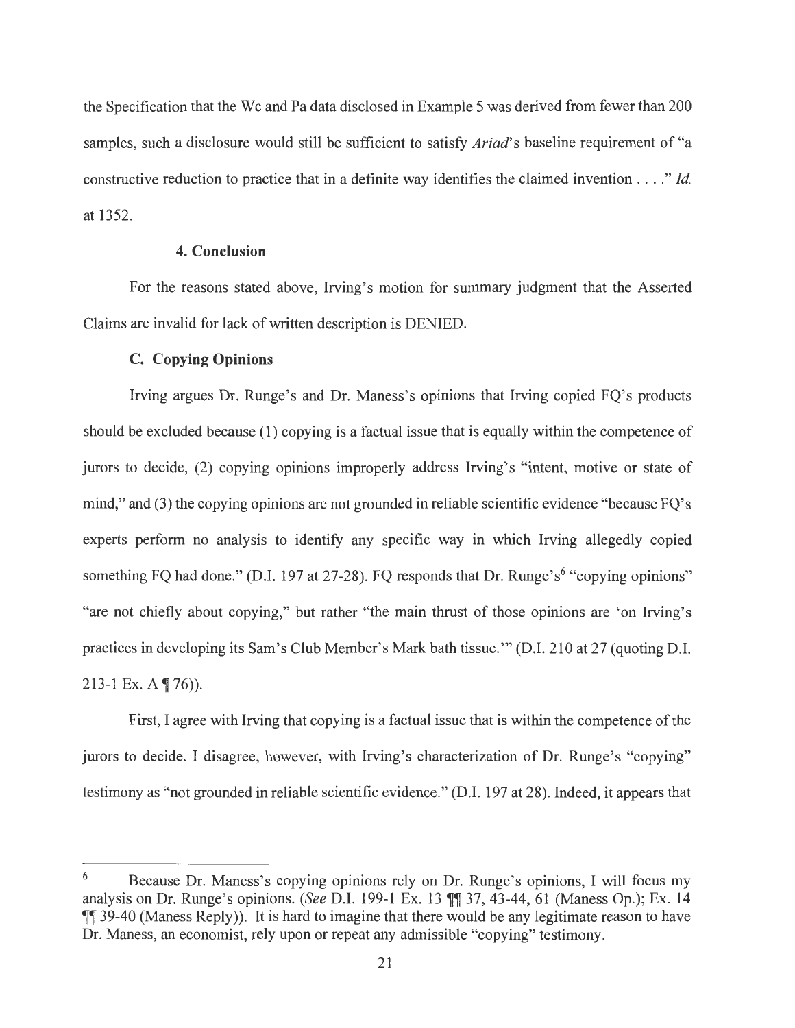the Specification that the Wc and Pa data disclosed in Example 5 was derived from fewer than 200 samples, such a disclosure would still be sufficient to satisfy *Ariad*'s baseline requirement of "a constructive reduction to practice that in a definite way identifies the claimed invention . . . ." *Id.* at 1352.

### 4. Conclusion

For the reasons stated above, Irving's motion for summary judgment that the Asserted Claims are invalid for lack of written description is DENIED.

### C. Copying Opinions

Irving argues Dr. Runge's and Dr. Maness's opinions that Irving copied FQ's products should be excluded because (1) copying is a factual issue that is equally within the competence of jurors to decide, (2) copying opinions improperly address Irving's "intent, motive or state of mind," and (3) the copying opinions are not grounded in reliable scientific evidence "because FQ's experts perform no analysis to identify any specific way in which Irving allegedly copied something FQ had done." (D.I. 197 at 27-28). FQ responds that Dr. Runge's[6] "copying opinions" "are not chiefly about copying," but rather "the main thrust of those opinions are 'on Irving's practices in developing its Sam's Club Member's Mark bath tissue.'" (D.I. 210 at 27 (quoting D.I. 213-1 Ex. A ¶ 76)).

First, I agree with Irving that copying is a factual issue that is within the competence of the jurors to decide. I disagree, however, with Irving's characterization of Dr. Runge's "copying" testimony as "not grounded in reliable scientific evidence." (D.I. 197 at 28). Indeed, it appears that

---

[6] Because Dr. Maness's copying opinions rely on Dr. Runge's opinions, I will focus my analysis on Dr. Runge's opinions. (*See* D.I. 199-1 Ex. 13 ¶¶ 37, 43-44, 61 (Maness Op.); Ex. 14 ¶¶ 39-40 (Maness Reply)). It is hard to imagine that there would be any legitimate reason to have Dr. Maness, an economist, rely upon or repeat any admissible "copying" testimony.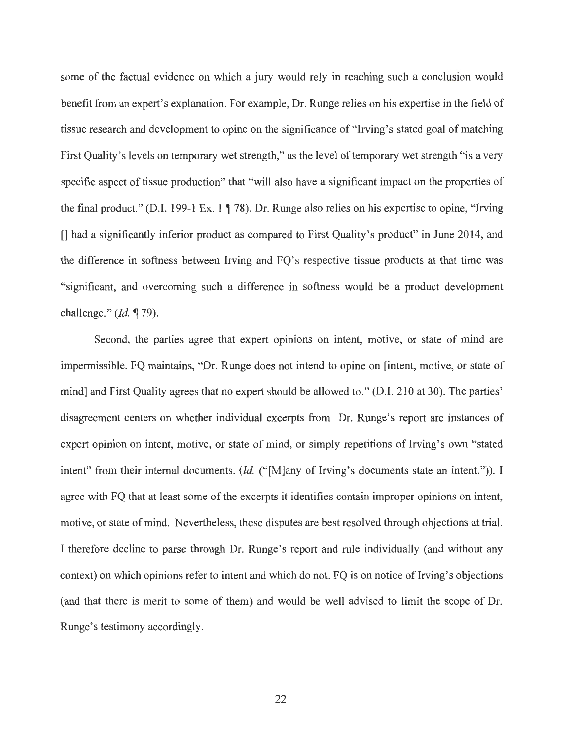some of the factual evidence on which a jury would rely in reaching such a conclusion would benefit from an expert's explanation. For example, Dr. Runge relies on his expertise in the field of tissue research and development to opine on the significance of "Irving's stated goal of matching First Quality's levels on temporary wet strength," as the level of temporary wet strength "is a very specific aspect of tissue production" that "will also have a significant impact on the properties of the final product." (D.I. 199-1 Ex. 1 ¶ 78). Dr. Runge also relies on his expertise to opine, "Irving [] had a significantly inferior product as compared to First Quality's product" in June 2014, and the difference in softness between Irving and FQ's respective tissue products at that time was "significant, and overcoming such a difference in softness would be a product development challenge." (*Id.* ¶ 79).

Second, the parties agree that expert opinions on intent, motive, or state of mind are impermissible. FQ maintains, "Dr. Runge does not intend to opine on [intent, motive, or state of mind] and First Quality agrees that no expert should be allowed to." (D.I. 210 at 30). The parties' disagreement centers on whether individual excerpts from Dr. Runge's report are instances of expert opinion on intent, motive, or state of mind, or simply repetitions of Irving's own "stated intent" from their internal documents. (*Id.* ("[M]any of Irving's documents state an intent.")). I agree with FQ that at least some of the excerpts it identifies contain improper opinions on intent, motive, or state of mind. Nevertheless, these disputes are best resolved through objections at trial. I therefore decline to parse through Dr. Runge's report and rule individually (and without any context) on which opinions refer to intent and which do not. FQ is on notice of Irving's objections (and that there is merit to some of them) and would be well advised to limit the scope of Dr. Runge's testimony accordingly.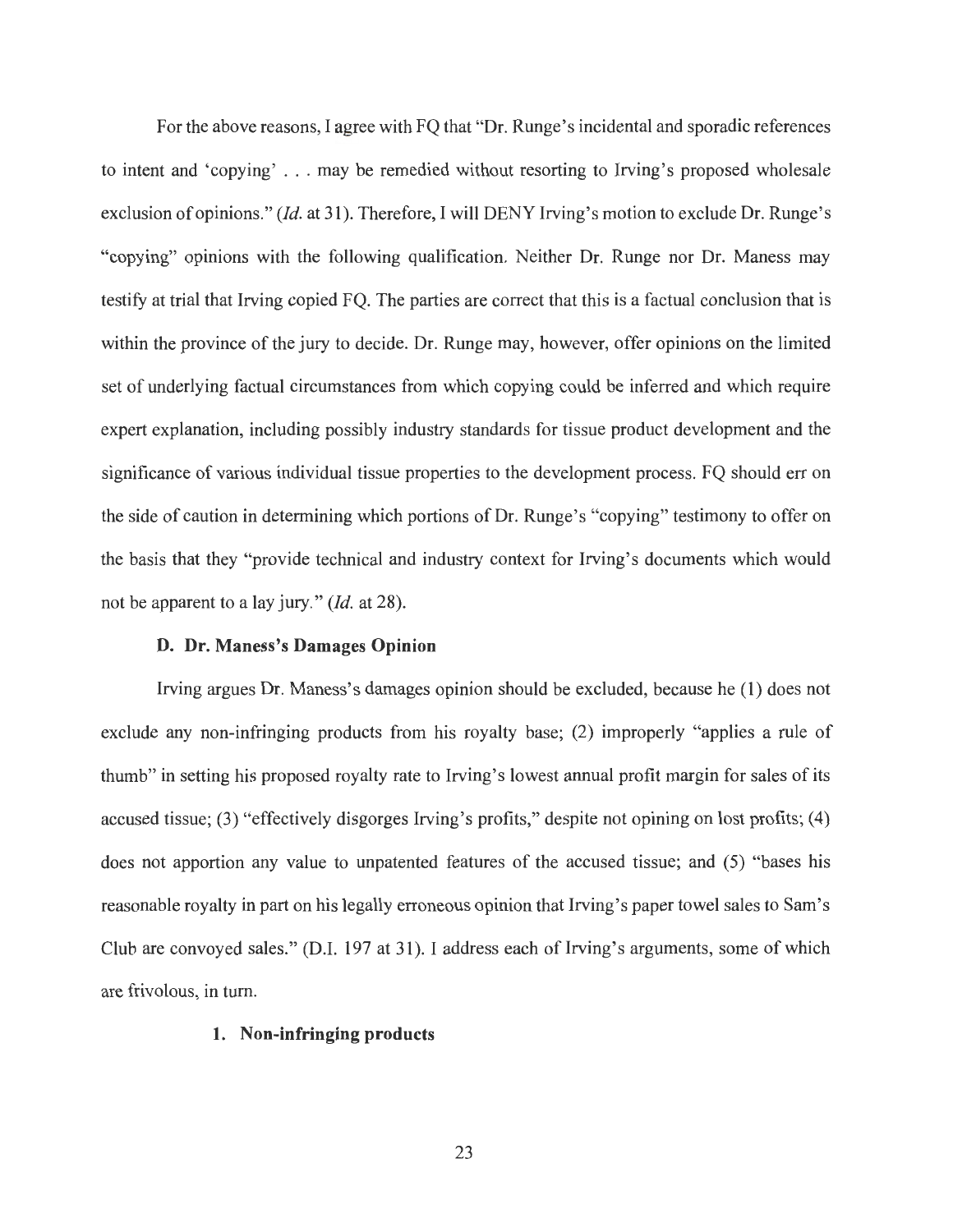For the above reasons, I agree with FQ that "Dr. Runge's incidental and sporadic references to intent and 'copying' . . . may be remedied without resorting to Irving's proposed wholesale exclusion of opinions." (*Id.* at 31). Therefore, I will DENY Irving's motion to exclude Dr. Runge's "copying" opinions with the following qualification. Neither Dr. Runge nor Dr. Maness may testify at trial that Irving copied FQ. The parties are correct that this is a factual conclusion that is within the province of the jury to decide. Dr. Runge may, however, offer opinions on the limited set of underlying factual circumstances from which copying could be inferred and which require expert explanation, including possibly industry standards for tissue product development and the significance of various individual tissue properties to the development process. FQ should err on the side of caution in determining which portions of Dr. Runge's "copying" testimony to offer on the basis that they "provide technical and industry context for Irving's documents which would not be apparent to a lay jury." (*Id.* at 28).

### D. Dr. Maness's Damages Opinion

Irving argues Dr. Maness's damages opinion should be excluded, because he (1) does not exclude any non-infringing products from his royalty base; (2) improperly "applies a rule of thumb" in setting his proposed royalty rate to Irving's lowest annual profit margin for sales of its accused tissue; (3) "effectively disgorges Irving's profits," despite not opining on lost profits; (4) does not apportion any value to unpatented features of the accused tissue; and (5) "bases his reasonable royalty in part on his legally erroneous opinion that Irving's paper towel sales to Sam's Club are convoyed sales." (D.I. 197 at 31). I address each of Irving's arguments, some of which are frivolous, in turn.

#### 1. Non-infringing products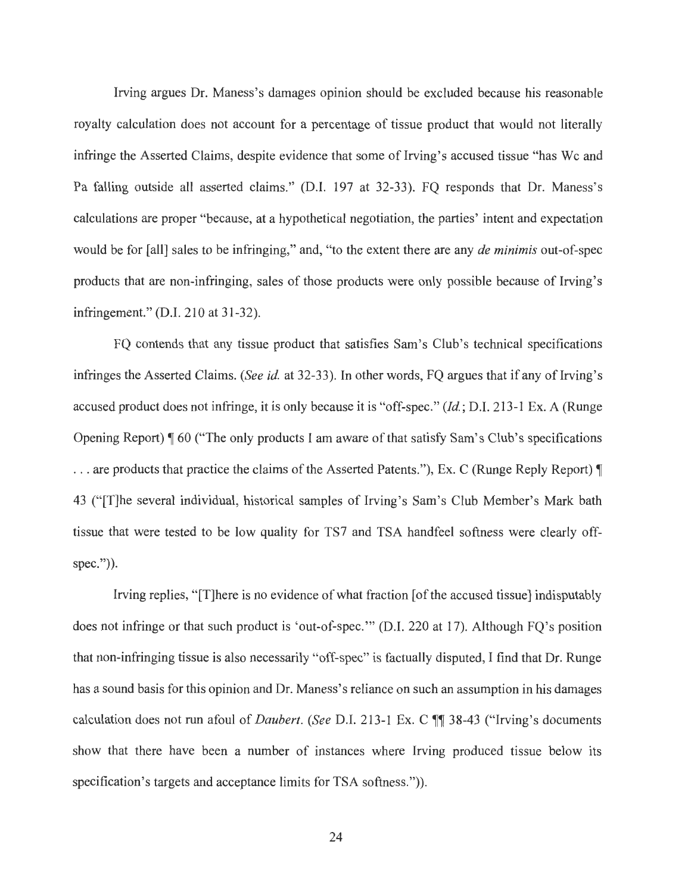Irving argues Dr. Maness's damages opinion should be excluded because his reasonable royalty calculation does not account for a percentage of tissue product that would not literally infringe the Asserted Claims, despite evidence that some of Irving's accused tissue "has Wc and Pa falling outside all asserted claims." (D.I. 197 at 32-33). FQ responds that Dr. Maness's calculations are proper "because, at a hypothetical negotiation, the parties' intent and expectation would be for [all] sales to be infringing," and, "to the extent there are any *de minimis* out-of-spec products that are non-infringing, sales of those products were only possible because of Irving's infringement." (D.I. 210 at 31-32).

FQ contends that any tissue product that satisfies Sam's Club's technical specifications infringes the Asserted Claims. (*See id.* at 32-33). In other words, FQ argues that if any of Irving's accused product does not infringe, it is only because it is "off-spec." (*Id.*; D.I. 213-1 Ex. A (Runge Opening Report) ¶ 60 ("The only products I am aware of that satisfy Sam's Club's specifications . . . are products that practice the claims of the Asserted Patents."), Ex. C (Runge Reply Report) ¶ 43 ("[T]he several individual, historical samples of Irving's Sam's Club Member's Mark bath tissue that were tested to be low quality for TS7 and TSA handfeel softness were clearly off-spec.")).

Irving replies, "[T]here is no evidence of what fraction [of the accused tissue] indisputably does not infringe or that such product is 'out-of-spec.'" (D.I. 220 at 17). Although FQ's position that non-infringing tissue is also necessarily "off-spec" is factually disputed, I find that Dr. Runge has a sound basis for this opinion and Dr. Maness's reliance on such an assumption in his damages calculation does not run afoul of *Daubert*. (*See* D.I. 213-1 Ex. C ¶¶ 38-43 ("Irving's documents show that there have been a number of instances where Irving produced tissue below its specification's targets and acceptance limits for TSA softness.")).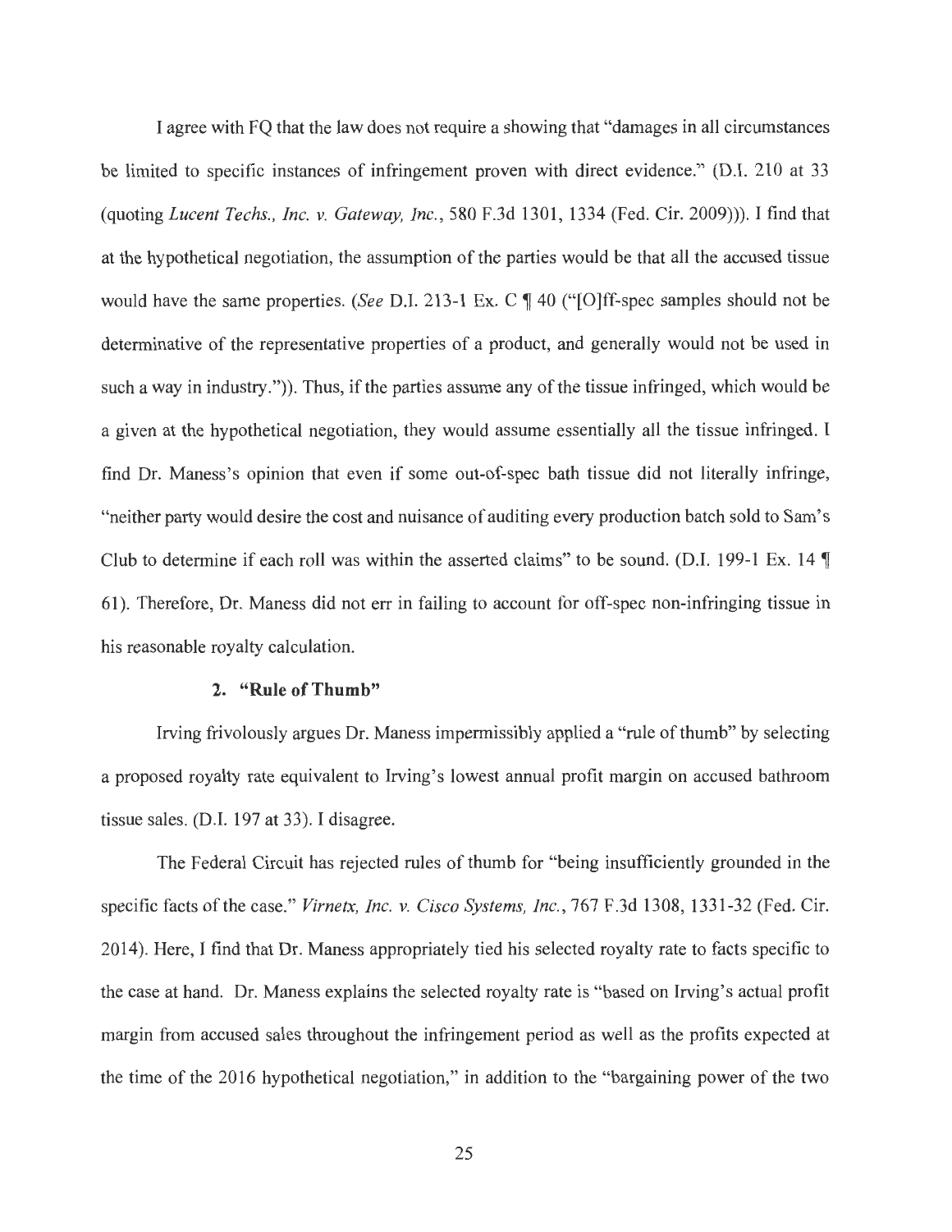I agree with FQ that the law does not require a showing that "damages in all circumstances be limited to specific instances of infringement proven with direct evidence." (D.I. 210 at 33 (quoting *Lucent Techs., Inc. v. Gateway, Inc.*, 580 F.3d 1301, 1334 (Fed. Cir. 2009))). I find that at the hypothetical negotiation, the assumption of the parties would be that all the accused tissue would have the same properties. (*See* D.I. 213-1 Ex. C ¶ 40 ("[O]ff-spec samples should not be determinative of the representative properties of a product, and generally would not be used in such a way in industry.")). Thus, if the parties assume any of the tissue infringed, which would be a given at the hypothetical negotiation, they would assume essentially all the tissue infringed. I find Dr. Maness's opinion that even if some out-of-spec bath tissue did not literally infringe, "neither party would desire the cost and nuisance of auditing every production batch sold to Sam's Club to determine if each roll was within the asserted claims" to be sound. (D.I. 199-1 Ex. 14 ¶ 61). Therefore, Dr. Maness did not err in failing to account for off-spec non-infringing tissue in his reasonable royalty calculation.

**2. "Rule of Thumb"**

Irving frivolously argues Dr. Maness impermissibly applied a "rule of thumb" by selecting a proposed royalty rate equivalent to Irving's lowest annual profit margin on accused bathroom tissue sales. (D.I. 197 at 33). I disagree.

The Federal Circuit has rejected rules of thumb for "being insufficiently grounded in the specific facts of the case." *Virnetx, Inc. v. Cisco Systems, Inc.*, 767 F.3d 1308, 1331-32 (Fed. Cir. 2014). Here, I find that Dr. Maness appropriately tied his selected royalty rate to facts specific to the case at hand. Dr. Maness explains the selected royalty rate is "based on Irving's actual profit margin from accused sales throughout the infringement period as well as the profits expected at the time of the 2016 hypothetical negotiation," in addition to the "bargaining power of the two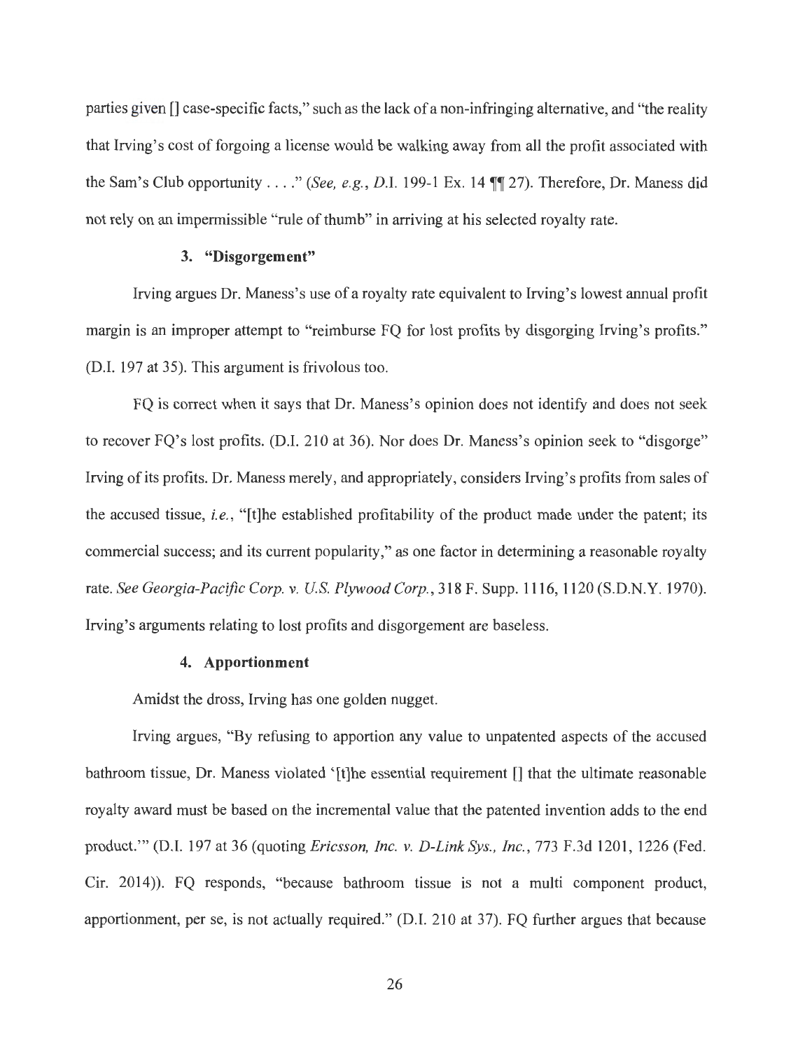parties given [] case-specific facts," such as the lack of a non-infringing alternative, and "the reality that Irving's cost of forgoing a license would be walking away from all the profit associated with the Sam's Club opportunity . . . ." (*See, e.g.*, D.I. 199-1 Ex. 14 ¶¶ 27). Therefore, Dr. Maness did not rely on an impermissible "rule of thumb" in arriving at his selected royalty rate.

### 3. "Disgorgement"

Irving argues Dr. Maness's use of a royalty rate equivalent to Irving's lowest annual profit margin is an improper attempt to "reimburse FQ for lost profits by disgorging Irving's profits." (D.I. 197 at 35). This argument is frivolous too.

FQ is correct when it says that Dr. Maness's opinion does not identify and does not seek to recover FQ's lost profits. (D.I. 210 at 36). Nor does Dr. Maness's opinion seek to "disgorge" Irving of its profits. Dr. Maness merely, and appropriately, considers Irving's profits from sales of the accused tissue, *i.e.*, "[t]he established profitability of the product made under the patent; its commercial success; and its current popularity," as one factor in determining a reasonable royalty rate. *See Georgia-Pacific Corp. v. U.S. Plywood Corp.*, 318 F. Supp. 1116, 1120 (S.D.N.Y. 1970). Irving's arguments relating to lost profits and disgorgement are baseless.

### 4. Apportionment

Amidst the dross, Irving has one golden nugget.

Irving argues, "By refusing to apportion any value to unpatented aspects of the accused bathroom tissue, Dr. Maness violated '[t]he essential requirement [] that the ultimate reasonable royalty award must be based on the incremental value that the patented invention adds to the end product.'" (D.I. 197 at 36 (quoting *Ericsson, Inc. v. D-Link Sys., Inc.*, 773 F.3d 1201, 1226 (Fed. Cir. 2014)). FQ responds, "because bathroom tissue is not a multi component product, apportionment, per se, is not actually required." (D.I. 210 at 37). FQ further argues that because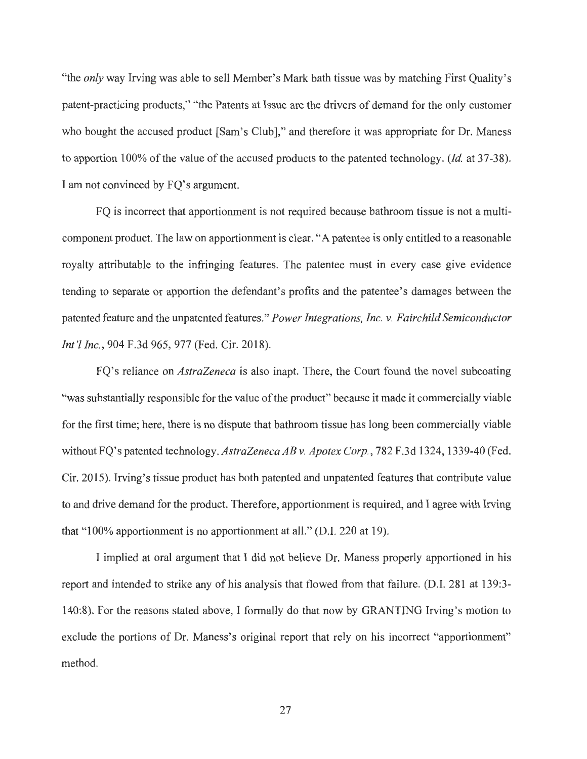"the *only* way Irving was able to sell Member's Mark bath tissue was by matching First Quality's patent-practicing products," "the Patents at Issue are the drivers of demand for the only customer who bought the accused product [Sam's Club]," and therefore it was appropriate for Dr. Maness to apportion 100% of the value of the accused products to the patented technology. (*Id.* at 37-38). I am not convinced by FQ's argument.

FQ is incorrect that apportionment is not required because bathroom tissue is not a multi-component product. The law on apportionment is clear. "A patentee is only entitled to a reasonable royalty attributable to the infringing features. The patentee must in every case give evidence tending to separate or apportion the defendant's profits and the patentee's damages between the patented feature and the unpatented features." *Power Integrations, Inc. v. Fairchild Semiconductor Int'l Inc.*, 904 F.3d 965, 977 (Fed. Cir. 2018).

FQ's reliance on *AstraZeneca* is also inapt. There, the Court found the novel subcoating "was substantially responsible for the value of the product" because it made it commercially viable for the first time; here, there is no dispute that bathroom tissue has long been commercially viable without FQ's patented technology. *AstraZeneca AB v. Apotex Corp.*, 782 F.3d 1324, 1339-40 (Fed. Cir. 2015). Irving's tissue product has both patented and unpatented features that contribute value to and drive demand for the product. Therefore, apportionment is required, and I agree with Irving that "100% apportionment is no apportionment at all." (D.I. 220 at 19).

I implied at oral argument that I did not believe Dr. Maness properly apportioned in his report and intended to strike any of his analysis that flowed from that failure. (D.I. 281 at 139:3-140:8). For the reasons stated above, I formally do that now by GRANTING Irving's motion to exclude the portions of Dr. Maness's original report that rely on his incorrect "apportionment" method.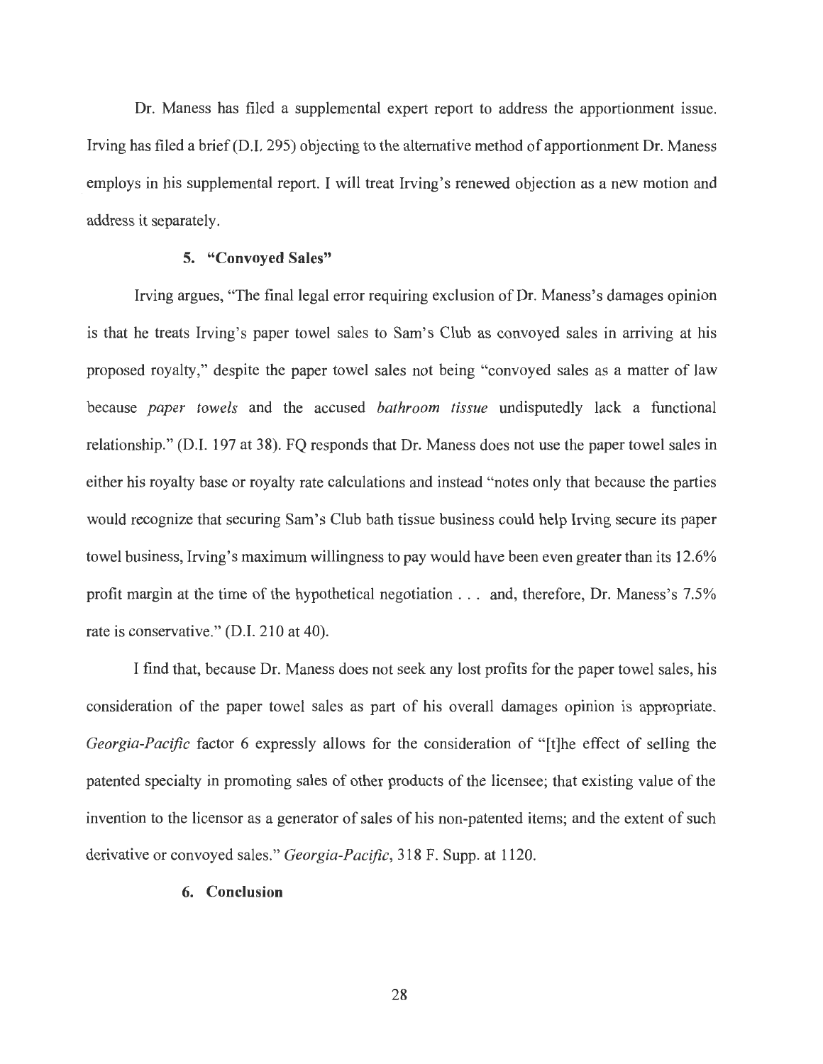Dr. Maness has filed a supplemental expert report to address the apportionment issue. Irving has filed a brief (D.I. 295) objecting to the alternative method of apportionment Dr. Maness employs in his supplemental report. I will treat Irving's renewed objection as a new motion and address it separately.

### 5. "Convoyed Sales"

Irving argues, "The final legal error requiring exclusion of Dr. Maness's damages opinion is that he treats Irving's paper towel sales to Sam's Club as convoyed sales in arriving at his proposed royalty," despite the paper towel sales not being "convoyed sales as a matter of law because *paper towels* and the accused *bathroom tissue* undisputedly lack a functional relationship." (D.I. 197 at 38). FQ responds that Dr. Maness does not use the paper towel sales in either his royalty base or royalty rate calculations and instead "notes only that because the parties would recognize that securing Sam's Club bath tissue business could help Irving secure its paper towel business, Irving's maximum willingness to pay would have been even greater than its 12.6% profit margin at the time of the hypothetical negotiation . . . and, therefore, Dr. Maness's 7.5% rate is conservative." (D.I. 210 at 40).

I find that, because Dr. Maness does not seek any lost profits for the paper towel sales, his consideration of the paper towel sales as part of his overall damages opinion is appropriate. *Georgia-Pacific* factor 6 expressly allows for the consideration of "[t]he effect of selling the patented specialty in promoting sales of other products of the licensee; that existing value of the invention to the licensor as a generator of sales of his non-patented items; and the extent of such derivative or convoyed sales." *Georgia-Pacific*, 318 F. Supp. at 1120.

### 6. Conclusion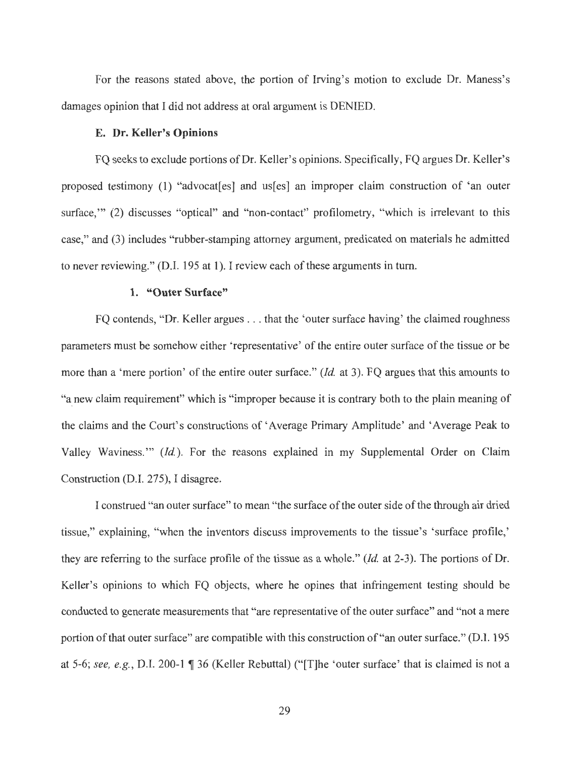For the reasons stated above, the portion of Irving's motion to exclude Dr. Maness's damages opinion that I did not address at oral argument is DENIED.

### E. Dr. Keller's Opinions

FQ seeks to exclude portions of Dr. Keller's opinions. Specifically, FQ argues Dr. Keller's proposed testimony (1) "advocat[es] and us[es] an improper claim construction of 'an outer surface,'" (2) discusses "optical" and "non-contact" profilometry, "which is irrelevant to this case," and (3) includes "rubber-stamping attorney argument, predicated on materials he admitted to never reviewing." (D.I. 195 at 1). I review each of these arguments in turn.

#### 1. "Outer Surface"

FQ contends, "Dr. Keller argues . . . that the 'outer surface having' the claimed roughness parameters must be somehow either 'representative' of the entire outer surface of the tissue or be more than a 'mere portion' of the entire outer surface." (*Id.* at 3). FQ argues that this amounts to "a new claim requirement" which is "improper because it is contrary both to the plain meaning of the claims and the Court's constructions of 'Average Primary Amplitude' and 'Average Peak to Valley Waviness.'" (*Id.*). For the reasons explained in my Supplemental Order on Claim Construction (D.I. 275), I disagree.

I construed "an outer surface" to mean "the surface of the outer side of the through air dried tissue," explaining, "when the inventors discuss improvements to the tissue's 'surface profile,' they are referring to the surface profile of the tissue as a whole." (*Id.* at 2-3). The portions of Dr. Keller's opinions to which FQ objects, where he opines that infringement testing should be conducted to generate measurements that "are representative of the outer surface" and "not a mere portion of that outer surface" are compatible with this construction of "an outer surface." (D.I. 195 at 5-6; *see, e.g.*, D.I. 200-1 ¶ 36 (Keller Rebuttal) ("[T]he 'outer surface' that is claimed is not a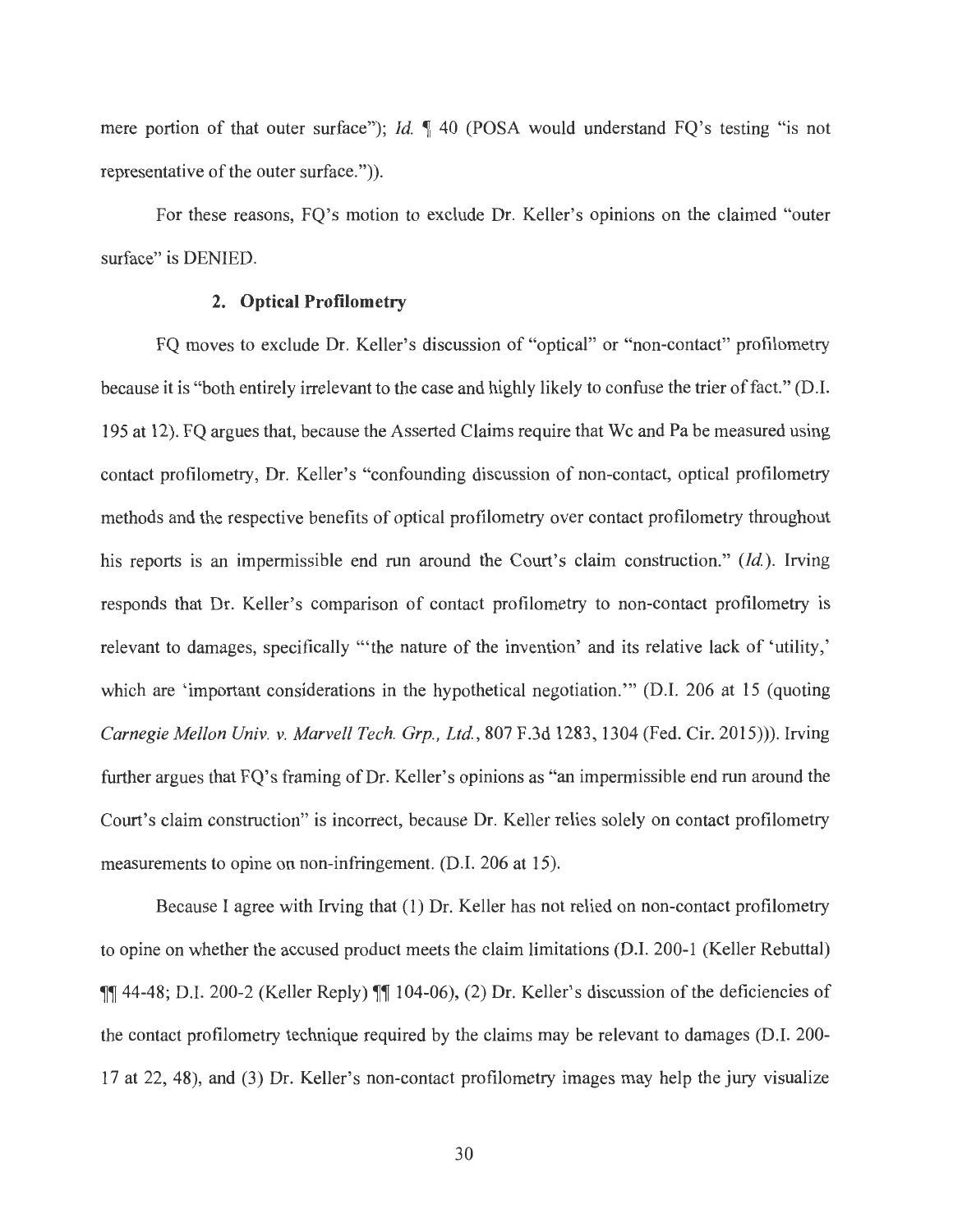mere portion of that outer surface"); *Id.* ¶ 40 (POSA would understand FQ's testing "is not representative of the outer surface.")).

For these reasons, FQ's motion to exclude Dr. Keller's opinions on the claimed "outer surface" is DENIED.

### 2. Optical Profilometry

FQ moves to exclude Dr. Keller's discussion of "optical" or "non-contact" profilometry because it is "both entirely irrelevant to the case and highly likely to confuse the trier of fact." (D.I. 195 at 12). FQ argues that, because the Asserted Claims require that Wc and Pa be measured using contact profilometry, Dr. Keller's "confounding discussion of non-contact, optical profilometry methods and the respective benefits of optical profilometry over contact profilometry throughout his reports is an impermissible end run around the Court's claim construction." (*Id.*). Irving responds that Dr. Keller's comparison of contact profilometry to non-contact profilometry is relevant to damages, specifically "'the nature of the invention' and its relative lack of 'utility,' which are 'important considerations in the hypothetical negotiation.'" (D.I. 206 at 15 (quoting *Carnegie Mellon Univ. v. Marvell Tech. Grp., Ltd.*, 807 F.3d 1283, 1304 (Fed. Cir. 2015))). Irving further argues that FQ's framing of Dr. Keller's opinions as "an impermissible end run around the Court's claim construction" is incorrect, because Dr. Keller relies solely on contact profilometry measurements to opine on non-infringement. (D.I. 206 at 15).

Because I agree with Irving that (1) Dr. Keller has not relied on non-contact profilometry to opine on whether the accused product meets the claim limitations (D.I. 200-1 (Keller Rebuttal) ¶¶ 44-48; D.I. 200-2 (Keller Reply) ¶¶ 104-06), (2) Dr. Keller's discussion of the deficiencies of the contact profilometry technique required by the claims may be relevant to damages (D.I. 200-17 at 22, 48), and (3) Dr. Keller's non-contact profilometry images may help the jury visualize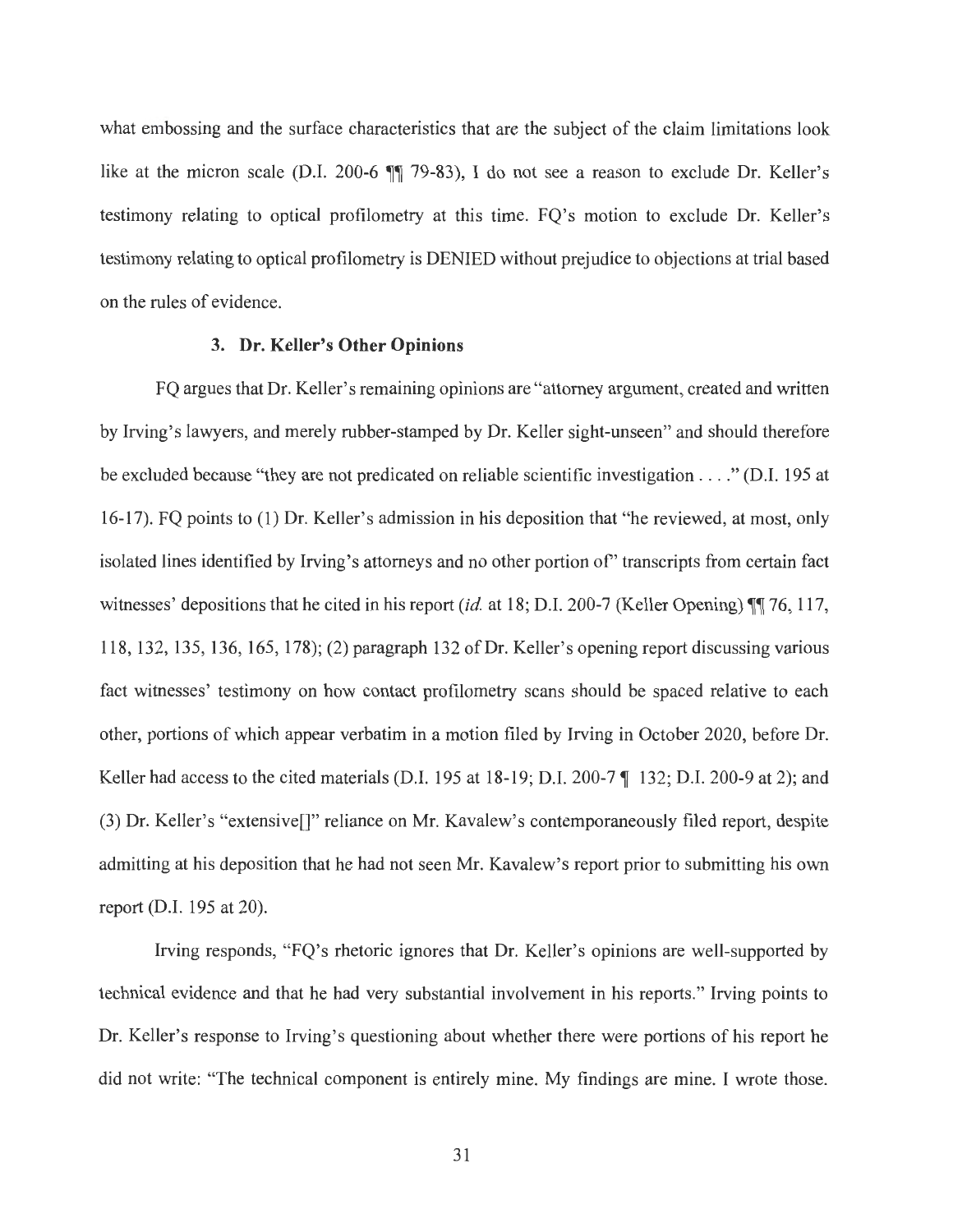what embossing and the surface characteristics that are the subject of the claim limitations look like at the micron scale (D.I. 200-6 ¶¶ 79-83), I do not see a reason to exclude Dr. Keller's testimony relating to optical profilometry at this time. FQ's motion to exclude Dr. Keller's testimony relating to optical profilometry is DENIED without prejudice to objections at trial based on the rules of evidence.

### 3. Dr. Keller's Other Opinions

FQ argues that Dr. Keller's remaining opinions are "attorney argument, created and written by Irving's lawyers, and merely rubber-stamped by Dr. Keller sight-unseen" and should therefore be excluded because "they are not predicated on reliable scientific investigation . . . ." (D.I. 195 at 16-17). FQ points to (1) Dr. Keller's admission in his deposition that "he reviewed, at most, only isolated lines identified by Irving's attorneys and no other portion of" transcripts from certain fact witnesses' depositions that he cited in his report (*id.* at 18; D.I. 200-7 (Keller Opening) ¶¶ 76, 117, 118, 132, 135, 136, 165, 178); (2) paragraph 132 of Dr. Keller's opening report discussing various fact witnesses' testimony on how contact profilometry scans should be spaced relative to each other, portions of which appear verbatim in a motion filed by Irving in October 2020, before Dr. Keller had access to the cited materials (D.I. 195 at 18-19; D.I. 200-7 ¶ 132; D.I. 200-9 at 2); and (3) Dr. Keller's "extensive[]" reliance on Mr. Kavalew's contemporaneously filed report, despite admitting at his deposition that he had not seen Mr. Kavalew's report prior to submitting his own report (D.I. 195 at 20).

Irving responds, "FQ's rhetoric ignores that Dr. Keller's opinions are well-supported by technical evidence and that he had very substantial involvement in his reports." Irving points to Dr. Keller's response to Irving's questioning about whether there were portions of his report he did not write: "The technical component is entirely mine. My findings are mine. I wrote those.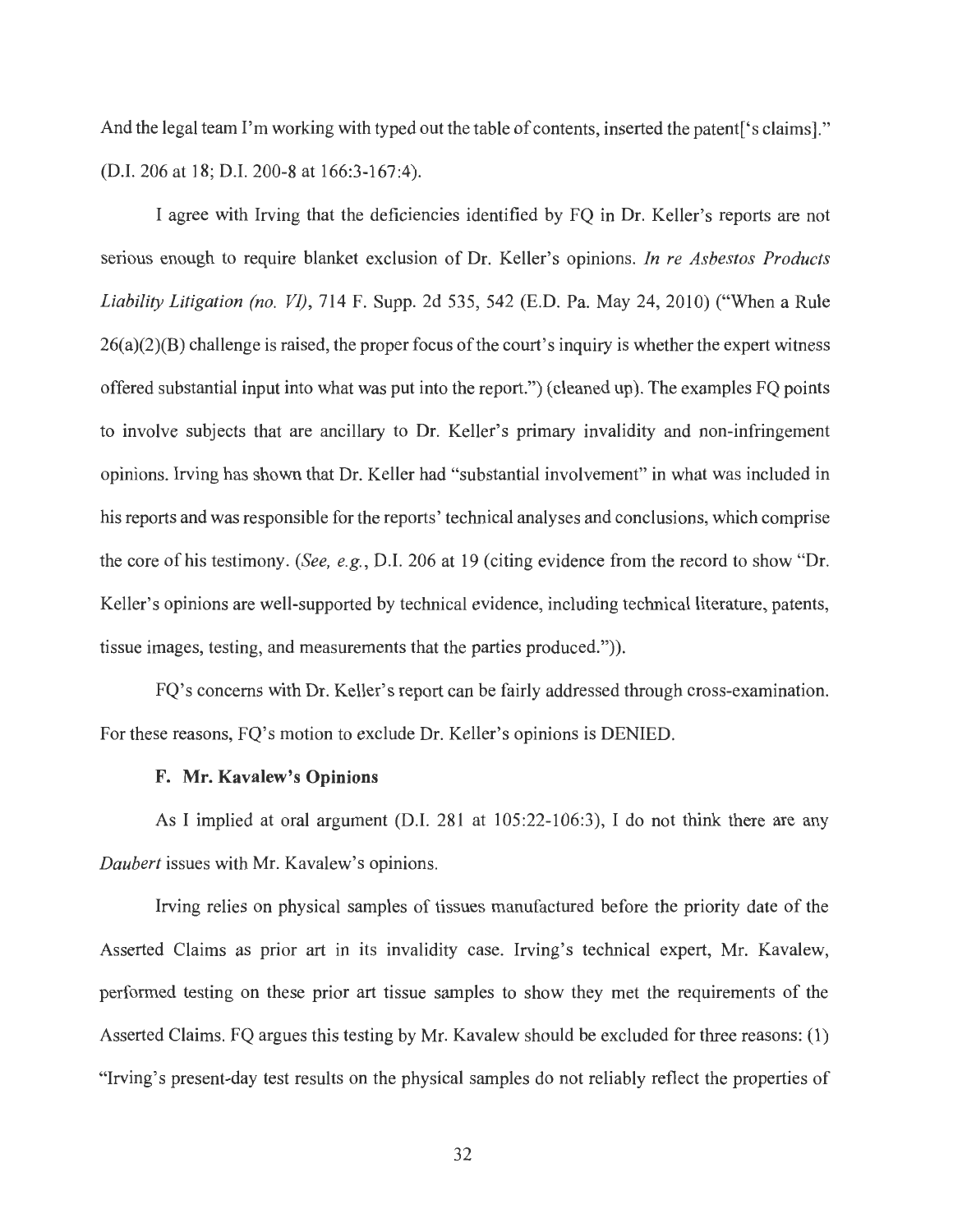And the legal team I'm working with typed out the table of contents, inserted the patent['s claims]." (D.I. 206 at 18; D.I. 200-8 at 166:3-167:4).

I agree with Irving that the deficiencies identified by FQ in Dr. Keller's reports are not serious enough to require blanket exclusion of Dr. Keller's opinions. *In re Asbestos Products Liability Litigation (no. VI)*, 714 F. Supp. 2d 535, 542 (E.D. Pa. May 24, 2010) ("When a Rule 26(a)(2)(B) challenge is raised, the proper focus of the court's inquiry is whether the expert witness offered substantial input into what was put into the report.") (cleaned up). The examples FQ points to involve subjects that are ancillary to Dr. Keller's primary invalidity and non-infringement opinions. Irving has shown that Dr. Keller had "substantial involvement" in what was included in his reports and was responsible for the reports' technical analyses and conclusions, which comprise the core of his testimony. (*See, e.g.*, D.I. 206 at 19 (citing evidence from the record to show "Dr. Keller's opinions are well-supported by technical evidence, including technical literature, patents, tissue images, testing, and measurements that the parties produced.")).

FQ's concerns with Dr. Keller's report can be fairly addressed through cross-examination. For these reasons, FQ's motion to exclude Dr. Keller's opinions is DENIED.

### F. Mr. Kavalew's Opinions

As I implied at oral argument (D.I. 281 at 105:22-106:3), I do not think there are any *Daubert* issues with Mr. Kavalew's opinions.

Irving relies on physical samples of tissues manufactured before the priority date of the Asserted Claims as prior art in its invalidity case. Irving's technical expert, Mr. Kavalew, performed testing on these prior art tissue samples to show they met the requirements of the Asserted Claims. FQ argues this testing by Mr. Kavalew should be excluded for three reasons: (1) "Irving's present-day test results on the physical samples do not reliably reflect the properties of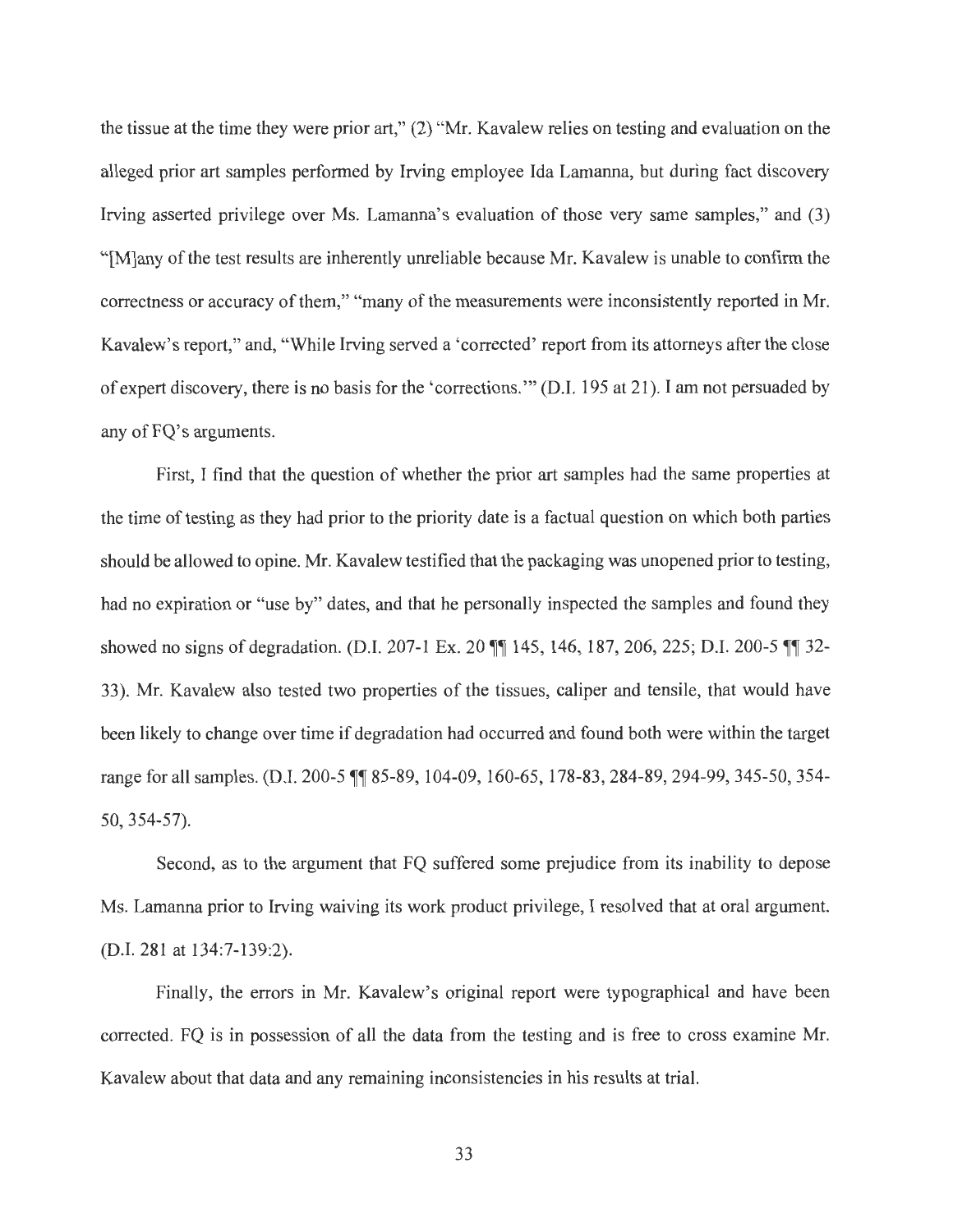the tissue at the time they were prior art," (2) "Mr. Kavalew relies on testing and evaluation on the alleged prior art samples performed by Irving employee Ida Lamanna, but during fact discovery Irving asserted privilege over Ms. Lamanna's evaluation of those very same samples," and (3) "[M]any of the test results are inherently unreliable because Mr. Kavalew is unable to confirm the correctness or accuracy of them," "many of the measurements were inconsistently reported in Mr. Kavalew's report," and, "While Irving served a 'corrected' report from its attorneys after the close of expert discovery, there is no basis for the 'corrections.'" (D.I. 195 at 21). I am not persuaded by any of FQ's arguments.

First, I find that the question of whether the prior art samples had the same properties at the time of testing as they had prior to the priority date is a factual question on which both parties should be allowed to opine. Mr. Kavalew testified that the packaging was unopened prior to testing, had no expiration or "use by" dates, and that he personally inspected the samples and found they showed no signs of degradation. (D.I. 207-1 Ex. 20 ¶¶ 145, 146, 187, 206, 225; D.I. 200-5 ¶¶ 32-33). Mr. Kavalew also tested two properties of the tissues, caliper and tensile, that would have been likely to change over time if degradation had occurred and found both were within the target range for all samples. (D.I. 200-5 ¶¶ 85-89, 104-09, 160-65, 178-83, 284-89, 294-99, 345-50, 354-50, 354-57).

Second, as to the argument that FQ suffered some prejudice from its inability to depose Ms. Lamanna prior to Irving waiving its work product privilege, I resolved that at oral argument. (D.I. 281 at 134:7-139:2).

Finally, the errors in Mr. Kavalew's original report were typographical and have been corrected. FQ is in possession of all the data from the testing and is free to cross examine Mr. Kavalew about that data and any remaining inconsistencies in his results at trial.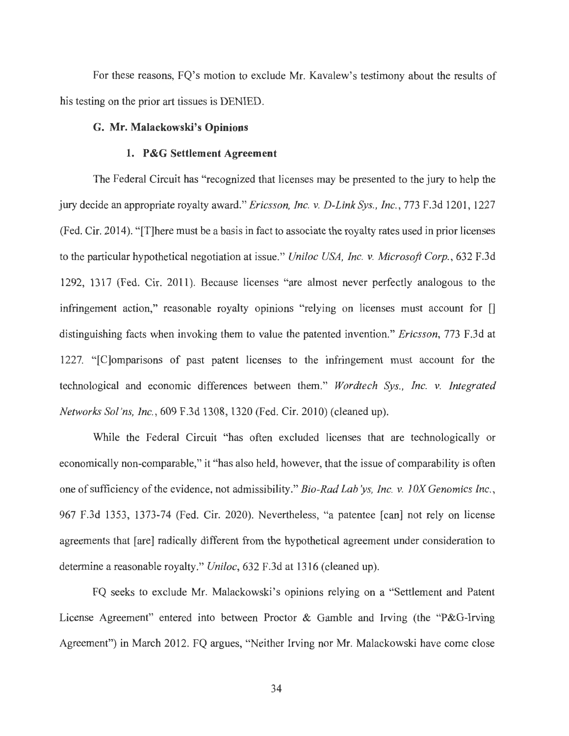For these reasons, FQ's motion to exclude Mr. Kavalew's testimony about the results of his testing on the prior art tissues is DENIED.

### G. Mr. Malackowski's Opinions

#### 1. P&G Settlement Agreement

The Federal Circuit has "recognized that licenses may be presented to the jury to help the jury decide an appropriate royalty award." *Ericsson, Inc. v. D-Link Sys., Inc.*, 773 F.3d 1201, 1227 (Fed. Cir. 2014). "[T]here must be a basis in fact to associate the royalty rates used in prior licenses to the particular hypothetical negotiation at issue." *Uniloc USA, Inc. v. Microsoft Corp.*, 632 F.3d 1292, 1317 (Fed. Cir. 2011). Because licenses "are almost never perfectly analogous to the infringement action," reasonable royalty opinions "relying on licenses must account for [] distinguishing facts when invoking them to value the patented invention." *Ericsson*, 773 F.3d at 1227. "[C]omparisons of past patent licenses to the infringement must account for the technological and economic differences between them." *Wordtech Sys., Inc. v. Integrated Networks Sol'ns, Inc.*, 609 F.3d 1308, 1320 (Fed. Cir. 2010) (cleaned up).

While the Federal Circuit "has often excluded licenses that are technologically or economically non-comparable," it "has also held, however, that the issue of comparability is often one of sufficiency of the evidence, not admissibility." *Bio-Rad Lab'ys, Inc. v. 10X Genomics Inc.*, 967 F.3d 1353, 1373-74 (Fed. Cir. 2020). Nevertheless, "a patentee [can] not rely on license agreements that [are] radically different from the hypothetical agreement under consideration to determine a reasonable royalty." *Uniloc*, 632 F.3d at 1316 (cleaned up).

FQ seeks to exclude Mr. Malackowski's opinions relying on a "Settlement and Patent License Agreement" entered into between Proctor & Gamble and Irving (the "P&G-Irving Agreement") in March 2012. FQ argues, "Neither Irving nor Mr. Malackowski have come close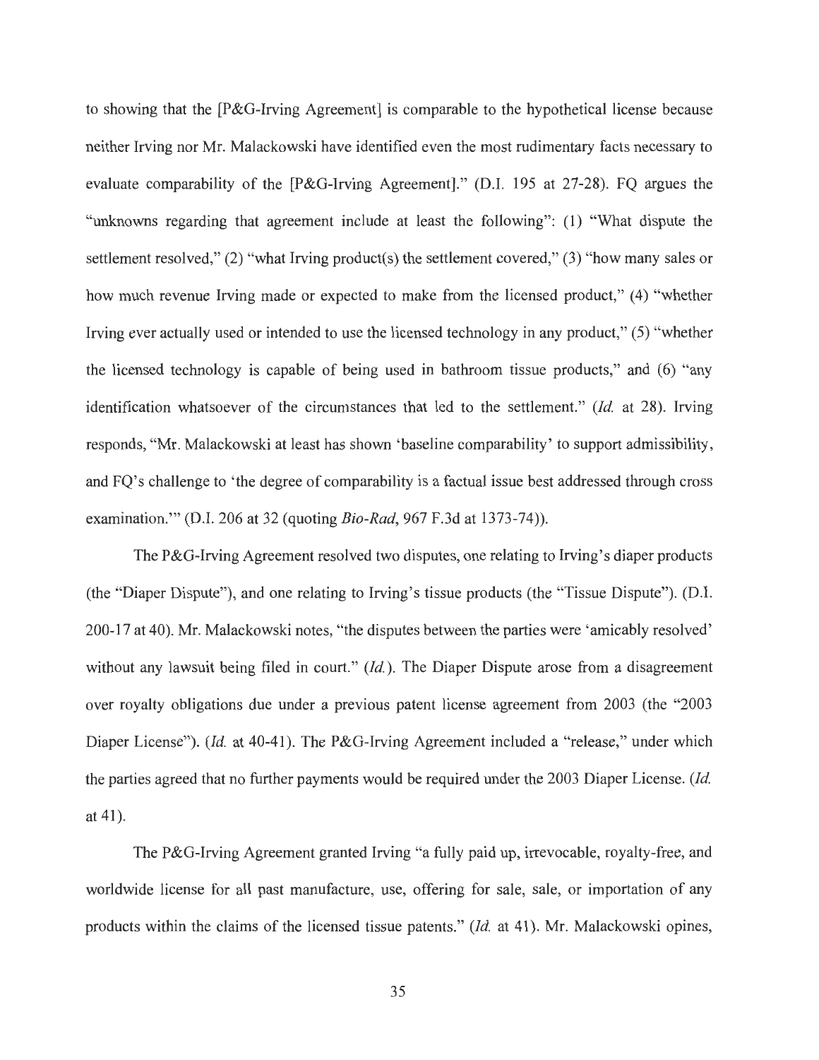to showing that the [P&G-Irving Agreement] is comparable to the hypothetical license because neither Irving nor Mr. Malackowski have identified even the most rudimentary facts necessary to evaluate comparability of the [P&G-Irving Agreement]." (D.I. 195 at 27-28). FQ argues the "unknowns regarding that agreement include at least the following": (1) "What dispute the settlement resolved," (2) "what Irving product(s) the settlement covered," (3) "how many sales or how much revenue Irving made or expected to make from the licensed product," (4) "whether Irving ever actually used or intended to use the licensed technology in any product," (5) "whether the licensed technology is capable of being used in bathroom tissue products," and (6) "any identification whatsoever of the circumstances that led to the settlement." (*Id.* at 28). Irving responds, "Mr. Malackowski at least has shown 'baseline comparability' to support admissibility, and FQ's challenge to 'the degree of comparability is a factual issue best addressed through cross examination.'" (D.I. 206 at 32 (quoting *Bio-Rad*, 967 F.3d at 1373-74)).

The P&G-Irving Agreement resolved two disputes, one relating to Irving's diaper products (the "Diaper Dispute"), and one relating to Irving's tissue products (the "Tissue Dispute"). (D.I. 200-17 at 40). Mr. Malackowski notes, "the disputes between the parties were 'amicably resolved' without any lawsuit being filed in court." (*Id.*). The Diaper Dispute arose from a disagreement over royalty obligations due under a previous patent license agreement from 2003 (the "2003 Diaper License"). (*Id.* at 40-41). The P&G-Irving Agreement included a "release," under which the parties agreed that no further payments would be required under the 2003 Diaper License. (*Id.* at 41).

The P&G-Irving Agreement granted Irving "a fully paid up, irrevocable, royalty-free, and worldwide license for all past manufacture, use, offering for sale, sale, or importation of any products within the claims of the licensed tissue patents." (*Id.* at 41). Mr. Malackowski opines,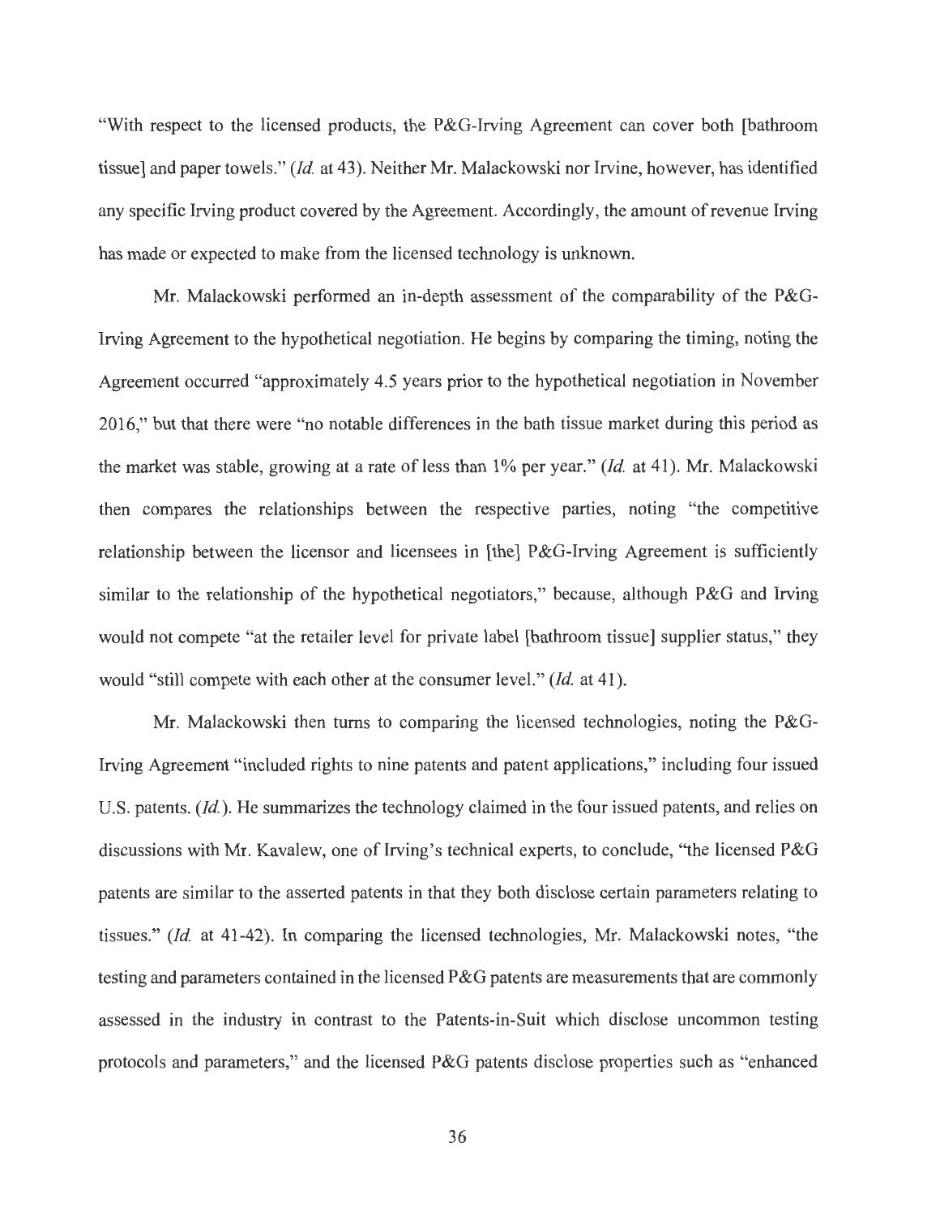"With respect to the licensed products, the P&G-Irving Agreement can cover both [bathroom tissue] and paper towels." (*Id.* at 43). Neither Mr. Malackowski nor Irvine, however, has identified any specific Irving product covered by the Agreement. Accordingly, the amount of revenue Irving has made or expected to make from the licensed technology is unknown.

Mr. Malackowski performed an in-depth assessment of the comparability of the P&G-Irving Agreement to the hypothetical negotiation. He begins by comparing the timing, noting the Agreement occurred "approximately 4.5 years prior to the hypothetical negotiation in November 2016," but that there were "no notable differences in the bath tissue market during this period as the market was stable, growing at a rate of less than 1% per year." (*Id.* at 41). Mr. Malackowski then compares the relationships between the respective parties, noting "the competitive relationship between the licensor and licensees in [the] P&G-Irving Agreement is sufficiently similar to the relationship of the hypothetical negotiators," because, although P&G and Irving would not compete "at the retailer level for private label [bathroom tissue] supplier status," they would "still compete with each other at the consumer level." (*Id.* at 41).

Mr. Malackowski then turns to comparing the licensed technologies, noting the P&G-Irving Agreement "included rights to nine patents and patent applications," including four issued U.S. patents. (*Id.*). He summarizes the technology claimed in the four issued patents, and relies on discussions with Mr. Kavalew, one of Irving's technical experts, to conclude, "the licensed P&G patents are similar to the asserted patents in that they both disclose certain parameters relating to tissues." (*Id.* at 41-42). In comparing the licensed technologies, Mr. Malackowski notes, "the testing and parameters contained in the licensed P&G patents are measurements that are commonly assessed in the industry in contrast to the Patents-in-Suit which disclose uncommon testing protocols and parameters," and the licensed P&G patents disclose properties such as "enhanced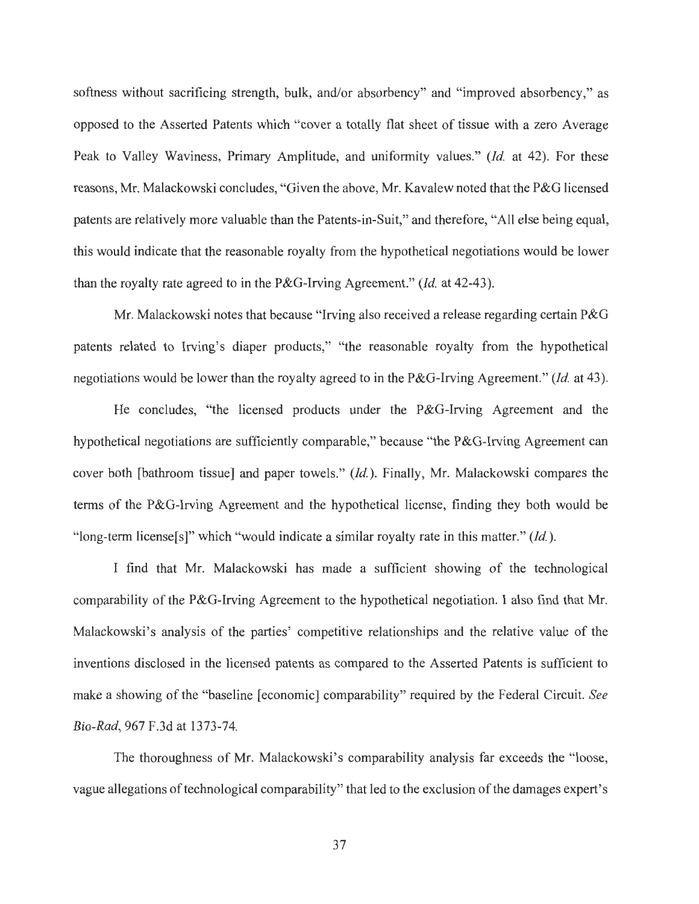softness without sacrificing strength, bulk, and/or absorbency" and "improved absorbency," as opposed to the Asserted Patents which "cover a totally flat sheet of tissue with a zero Average Peak to Valley Waviness, Primary Amplitude, and uniformity values." (*Id.* at 42). For these reasons, Mr. Malackowski concludes, "Given the above, Mr. Kavalew noted that the P&G licensed patents are relatively more valuable than the Patents-in-Suit," and therefore, "All else being equal, this would indicate that the reasonable royalty from the hypothetical negotiations would be lower than the royalty rate agreed to in the P&G-Irving Agreement." (*Id.* at 42-43).

Mr. Malackowski notes that because "Irving also received a release regarding certain P&G patents related to Irving's diaper products," "the reasonable royalty from the hypothetical negotiations would be lower than the royalty agreed to in the P&G-Irving Agreement." (*Id.* at 43).

He concludes, "the licensed products under the P&G-Irving Agreement and the hypothetical negotiations are sufficiently comparable," because "the P&G-Irving Agreement can cover both [bathroom tissue] and paper towels." (*Id.*). Finally, Mr. Malackowski compares the terms of the P&G-Irving Agreement and the hypothetical license, finding they both would be "long-term license[s]" which "would indicate a similar royalty rate in this matter." (*Id.*).

I find that Mr. Malackowski has made a sufficient showing of the technological comparability of the P&G-Irving Agreement to the hypothetical negotiation. I also find that Mr. Malackowski's analysis of the parties' competitive relationships and the relative value of the inventions disclosed in the licensed patents as compared to the Asserted Patents is sufficient to make a showing of the "baseline [economic] comparability" required by the Federal Circuit. *See Bio-Rad*, 967 F.3d at 1373-74.

The thoroughness of Mr. Malackowski's comparability analysis far exceeds the "loose, vague allegations of technological comparability" that led to the exclusion of the damages expert's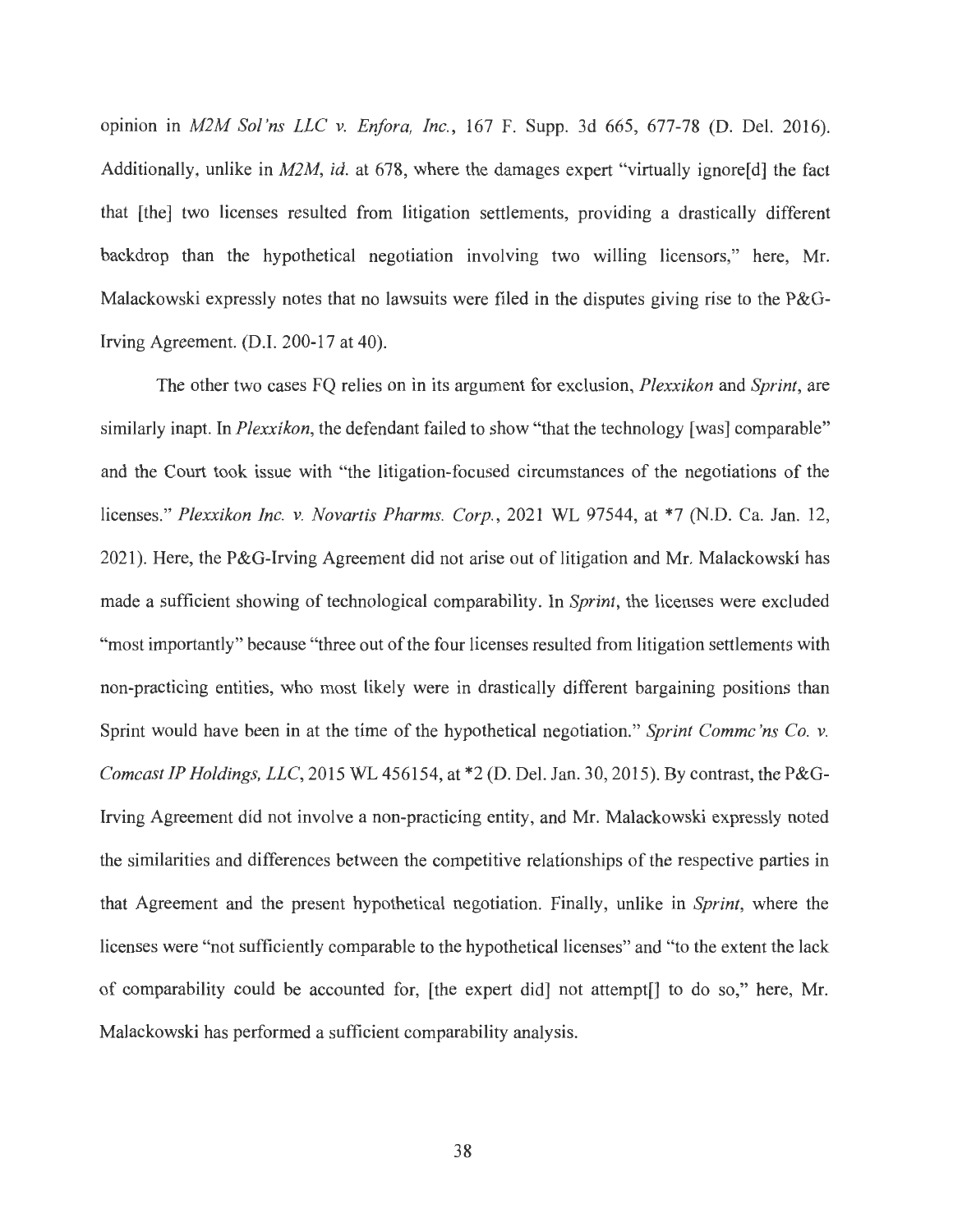opinion in *M2M Sol'ns LLC v. Enfora, Inc.*, 167 F. Supp. 3d 665, 677-78 (D. Del. 2016). Additionally, unlike in *M2M*, *id.* at 678, where the damages expert "virtually ignore[d] the fact that [the] two licenses resulted from litigation settlements, providing a drastically different backdrop than the hypothetical negotiation involving two willing licensors," here, Mr. Malackowski expressly notes that no lawsuits were filed in the disputes giving rise to the P&G-Irving Agreement. (D.I. 200-17 at 40).

The other two cases FQ relies on in its argument for exclusion, *Plexxikon* and *Sprint*, are similarly inapt. In *Plexxikon*, the defendant failed to show "that the technology [was] comparable" and the Court took issue with "the litigation-focused circumstances of the negotiations of the licenses." *Plexxikon Inc. v. Novartis Pharms. Corp.*, 2021 WL 97544, at *7 (N.D. Ca. Jan. 12, 2021). Here, the P&G-Irving Agreement did not arise out of litigation and Mr. Malackowski has made a sufficient showing of technological comparability. In *Sprint*, the licenses were excluded "most importantly" because "three out of the four licenses resulted from litigation settlements with non-practicing entities, who most likely were in drastically different bargaining positions than Sprint would have been in at the time of the hypothetical negotiation." *Sprint Commc'ns Co. v. Comcast IP Holdings, LLC*, 2015 WL 456154, at *2 (D. Del. Jan. 30, 2015). By contrast, the P&G-Irving Agreement did not involve a non-practicing entity, and Mr. Malackowski expressly noted the similarities and differences between the competitive relationships of the respective parties in that Agreement and the present hypothetical negotiation. Finally, unlike in *Sprint*, where the licenses were "not sufficiently comparable to the hypothetical licenses" and "to the extent the lack of comparability could be accounted for, [the expert did] not attempt[] to do so," here, Mr. Malackowski has performed a sufficient comparability analysis.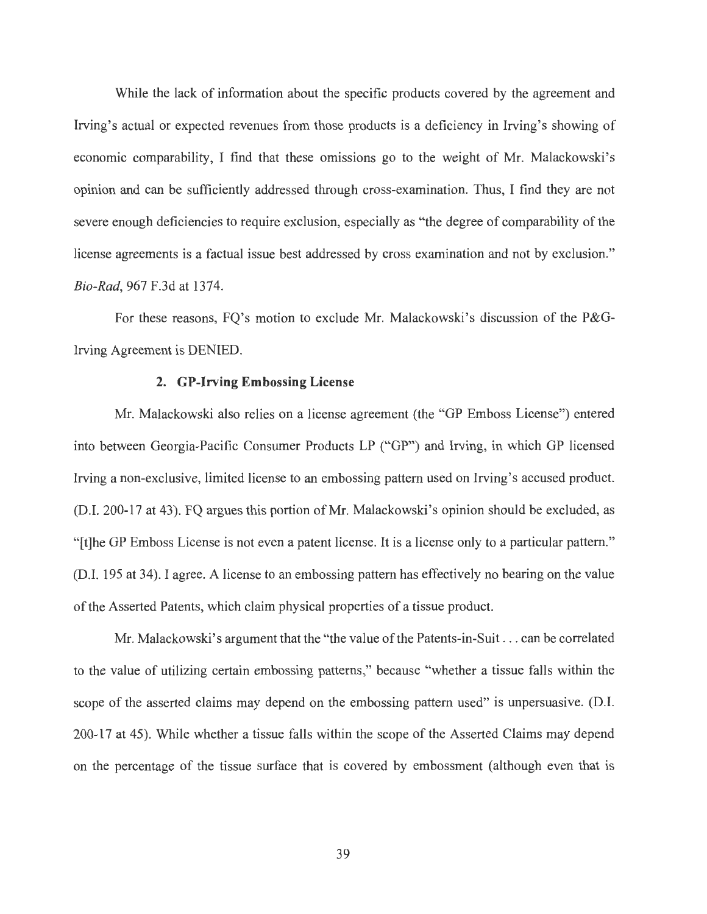While the lack of information about the specific products covered by the agreement and Irving's actual or expected revenues from those products is a deficiency in Irving's showing of economic comparability, I find that these omissions go to the weight of Mr. Malackowski's opinion and can be sufficiently addressed through cross-examination. Thus, I find they are not severe enough deficiencies to require exclusion, especially as "the degree of comparability of the license agreements is a factual issue best addressed by cross examination and not by exclusion." *Bio-Rad*, 967 F.3d at 1374.

For these reasons, FQ's motion to exclude Mr. Malackowski's discussion of the P&G-Irving Agreement is DENIED.

### 2. GP-Irving Embossing License

Mr. Malackowski also relies on a license agreement (the "GP Emboss License") entered into between Georgia-Pacific Consumer Products LP ("GP") and Irving, in which GP licensed Irving a non-exclusive, limited license to an embossing pattern used on Irving's accused product. (D.I. 200-17 at 43). FQ argues this portion of Mr. Malackowski's opinion should be excluded, as "[t]he GP Emboss License is not even a patent license. It is a license only to a particular pattern." (D.I. 195 at 34). I agree. A license to an embossing pattern has effectively no bearing on the value of the Asserted Patents, which claim physical properties of a tissue product.

Mr. Malackowski's argument that the "the value of the Patents-in-Suit . . . can be correlated to the value of utilizing certain embossing patterns," because "whether a tissue falls within the scope of the asserted claims may depend on the embossing pattern used" is unpersuasive. (D.I. 200-17 at 45). While whether a tissue falls within the scope of the Asserted Claims may depend on the percentage of the tissue surface that is covered by embossment (although even that is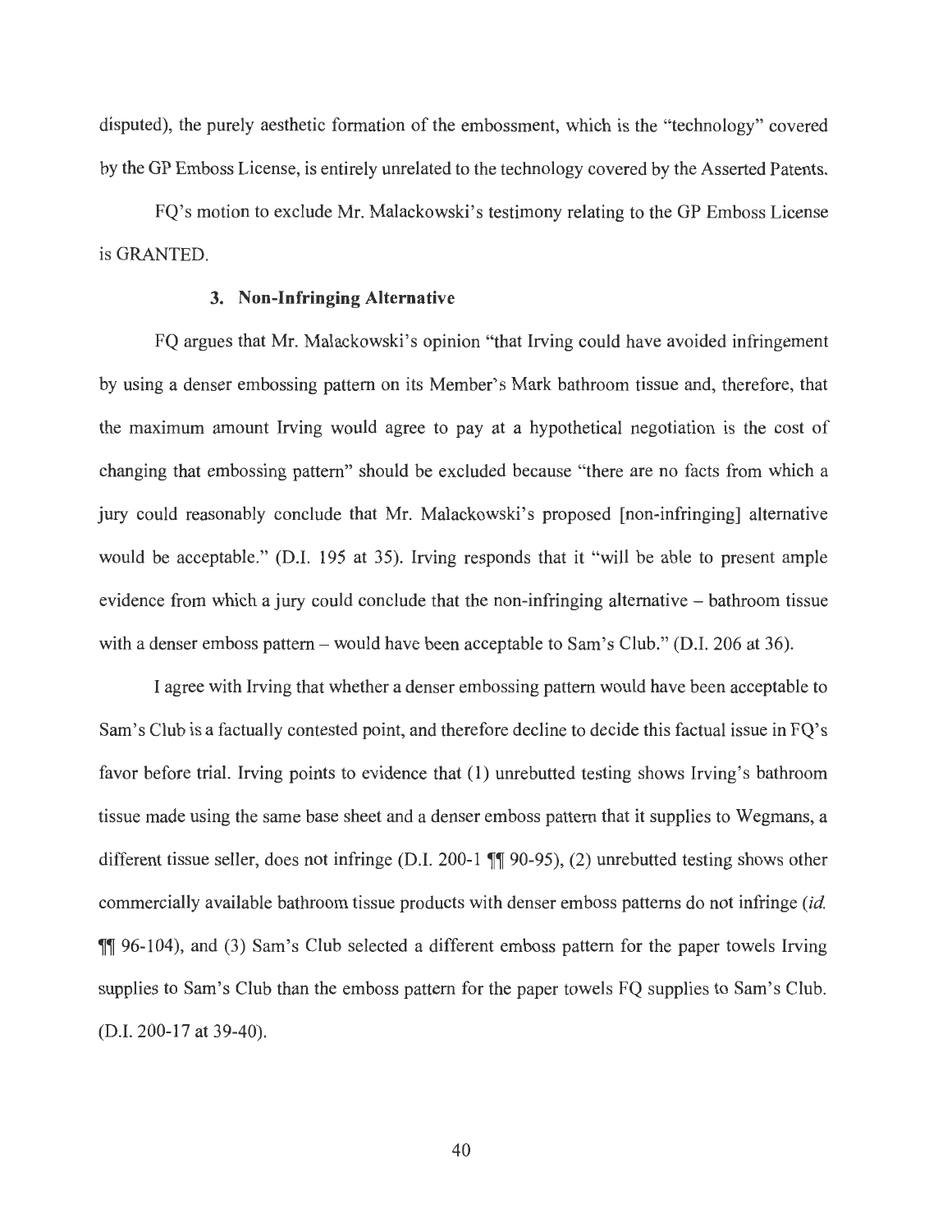disputed), the purely aesthetic formation of the embossment, which is the "technology" covered by the GP Emboss License, is entirely unrelated to the technology covered by the Asserted Patents.

FQ's motion to exclude Mr. Malackowski's testimony relating to the GP Emboss License is GRANTED.

### 3. Non-Infringing Alternative

FQ argues that Mr. Malackowski's opinion "that Irving could have avoided infringement by using a denser embossing pattern on its Member's Mark bathroom tissue and, therefore, that the maximum amount Irving would agree to pay at a hypothetical negotiation is the cost of changing that embossing pattern" should be excluded because "there are no facts from which a jury could reasonably conclude that Mr. Malackowski's proposed [non-infringing] alternative would be acceptable." (D.I. 195 at 35). Irving responds that it "will be able to present ample evidence from which a jury could conclude that the non-infringing alternative – bathroom tissue with a denser emboss pattern – would have been acceptable to Sam's Club." (D.I. 206 at 36).

I agree with Irving that whether a denser embossing pattern would have been acceptable to Sam's Club is a factually contested point, and therefore decline to decide this factual issue in FQ's favor before trial. Irving points to evidence that (1) unrebutted testing shows Irving's bathroom tissue made using the same base sheet and a denser emboss pattern that it supplies to Wegmans, a different tissue seller, does not infringe (D.I. 200-1 ¶¶ 90-95), (2) unrebutted testing shows other commercially available bathroom tissue products with denser emboss patterns do not infringe (*id.* ¶¶ 96-104), and (3) Sam's Club selected a different emboss pattern for the paper towels Irving supplies to Sam's Club than the emboss pattern for the paper towels FQ supplies to Sam's Club. (D.I. 200-17 at 39-40).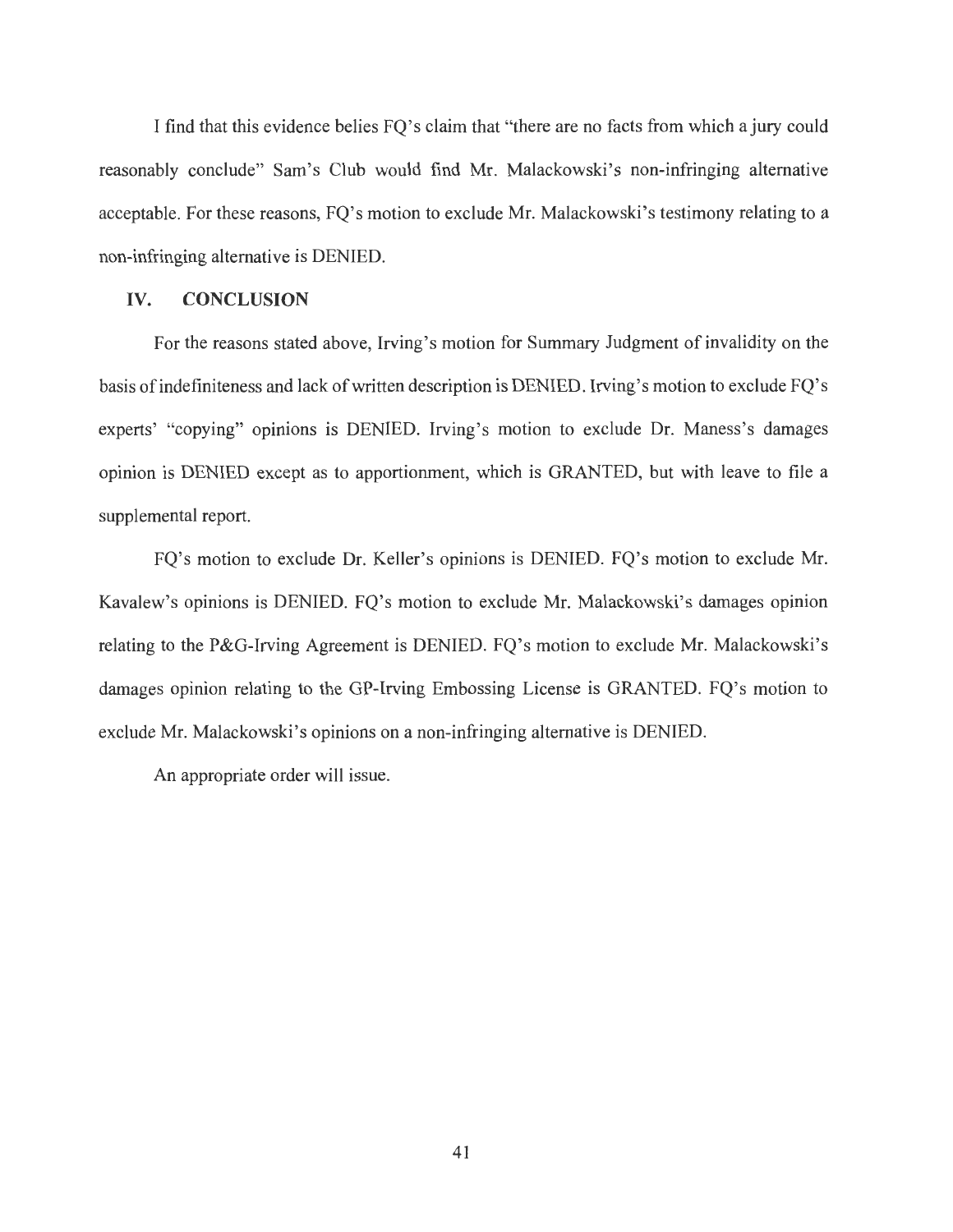I find that this evidence belies FQ's claim that "there are no facts from which a jury could reasonably conclude" Sam's Club would find Mr. Malackowski's non-infringing alternative acceptable. For these reasons, FQ's motion to exclude Mr. Malackowski's testimony relating to a non-infringing alternative is DENIED.

## IV. CONCLUSION

For the reasons stated above, Irving's motion for Summary Judgment of invalidity on the basis of indefiniteness and lack of written description is DENIED. Irving's motion to exclude FQ's experts' "copying" opinions is DENIED. Irving's motion to exclude Dr. Maness's damages opinion is DENIED except as to apportionment, which is GRANTED, but with leave to file a supplemental report.

FQ's motion to exclude Dr. Keller's opinions is DENIED. FQ's motion to exclude Mr. Kavalew's opinions is DENIED. FQ's motion to exclude Mr. Malackowski's damages opinion relating to the P&G-Irving Agreement is DENIED. FQ's motion to exclude Mr. Malackowski's damages opinion relating to the GP-Irving Embossing License is GRANTED. FQ's motion to exclude Mr. Malackowski's opinions on a non-infringing alternative is DENIED.

An appropriate order will issue.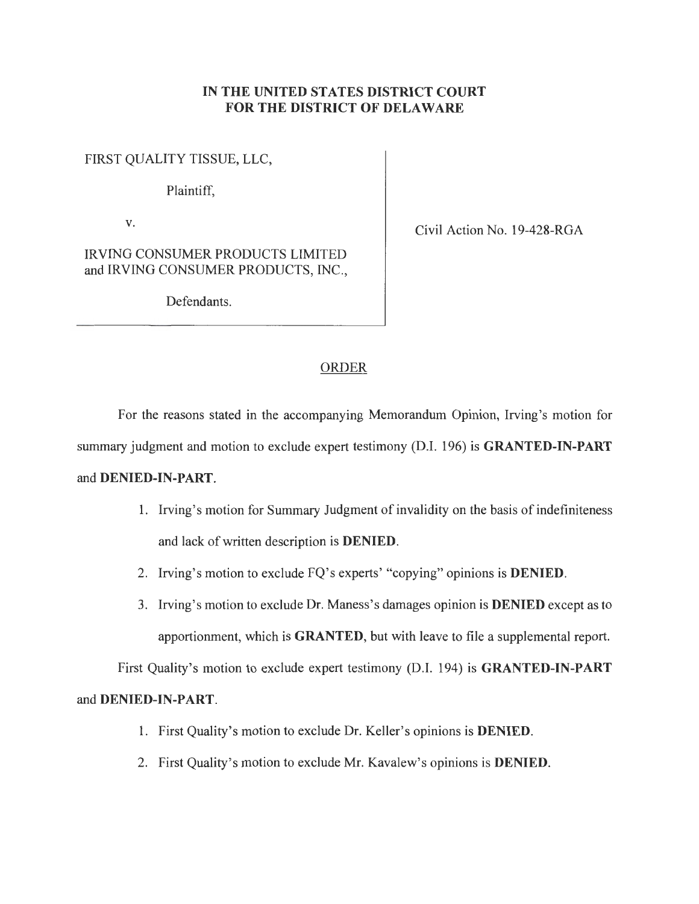**IN THE UNITED STATES DISTRICT COURT**
**FOR THE DISTRICT OF DELAWARE**

FIRST QUALITY TISSUE, LLC,

Plaintiff,

v.

IRVING CONSUMER PRODUCTS LIMITED and IRVING CONSUMER PRODUCTS, INC.,

Defendants.

Civil Action No. 19-428-RGA

ORDER

For the reasons stated in the accompanying Memorandum Opinion, Irving's motion for summary judgment and motion to exclude expert testimony (D.I. 196) is **GRANTED-IN-PART** and **DENIED-IN-PART**.

1. Irving's motion for Summary Judgment of invalidity on the basis of indefiniteness and lack of written description is **DENIED**.
2. Irving's motion to exclude FQ's experts' "copying" opinions is **DENIED**.
3. Irving's motion to exclude Dr. Maness's damages opinion is **DENIED** except as to apportionment, which is **GRANTED**, but with leave to file a supplemental report.

First Quality's motion to exclude expert testimony (D.I. 194) is **GRANTED-IN-PART** and **DENIED-IN-PART**.

1. First Quality's motion to exclude Dr. Keller's opinions is **DENIED**.
2. First Quality's motion to exclude Mr. Kavalew's opinions is **DENIED**.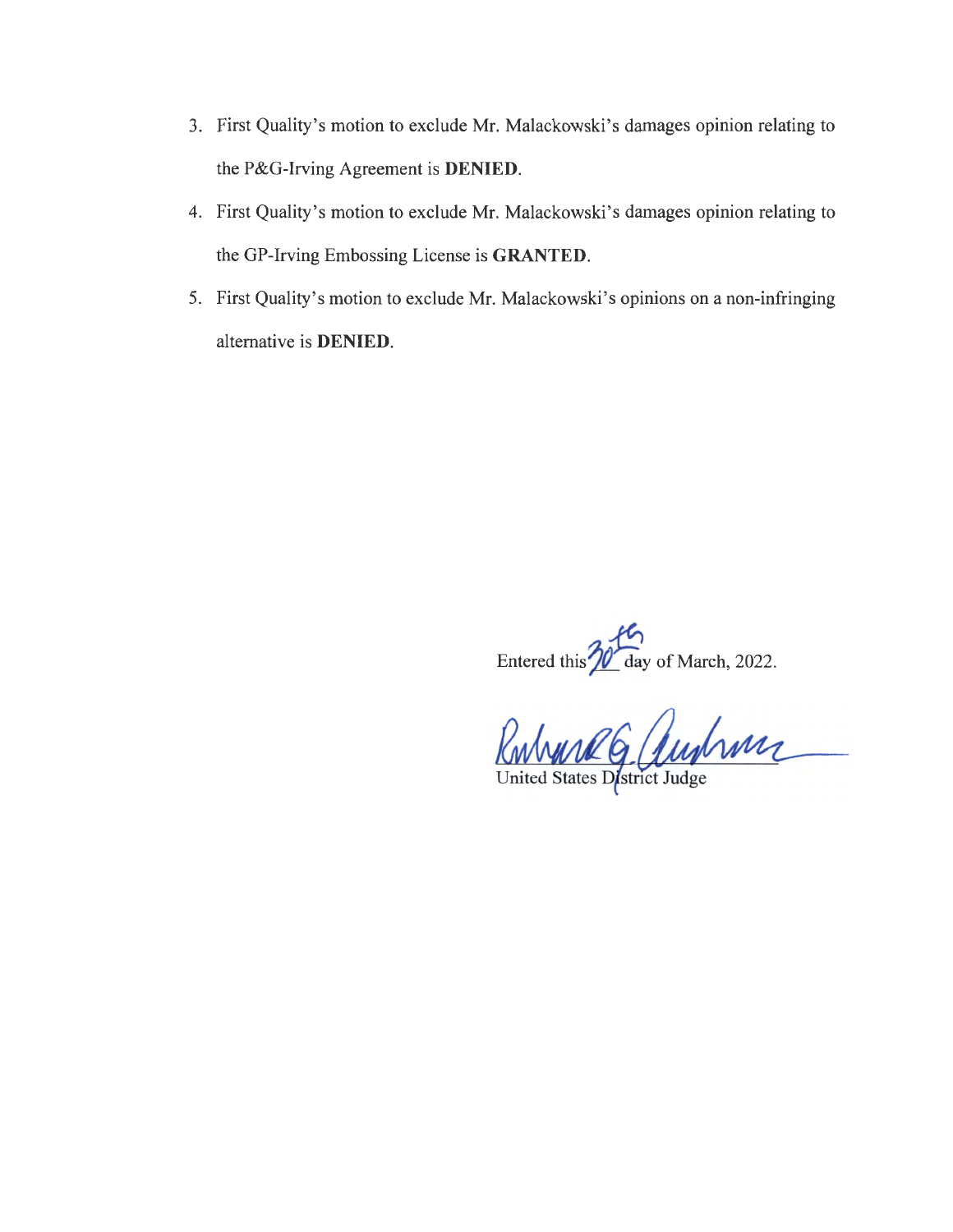3. First Quality's motion to exclude Mr. Malackowski's damages opinion relating to the P&G-Irving Agreement is **DENIED**.
4. First Quality's motion to exclude Mr. Malackowski's damages opinion relating to the GP-Irving Embossing License is **GRANTED**.
5. First Quality's motion to exclude Mr. Malackowski's opinions on a non-infringing alternative is **DENIED**.

Entered this 30th day of March, 2022.

United States District Judge